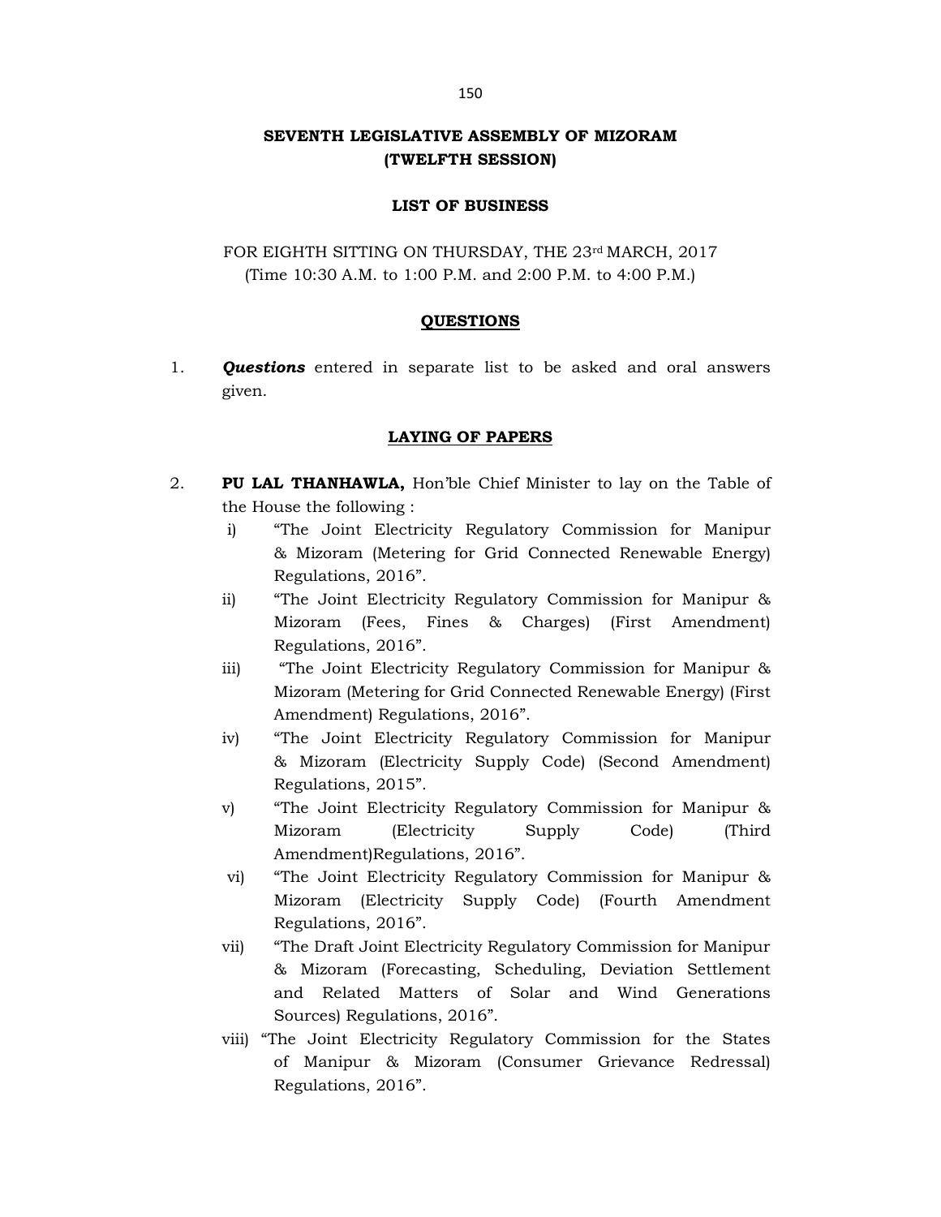# SEVENTH LEGISLATIVE ASSEMBLY OF MIZORAM
# (TWELFTH SESSION)

## LIST OF BUSINESS

FOR EIGHTH SITTING ON THURSDAY, THE 23rd MARCH, 2017
(Time 10:30 A.M. to 1:00 P.M. and 2:00 P.M. to 4:00 P.M.)

### QUESTIONS

1. ***Questions*** entered in separate list to be asked and oral answers given.

### LAYING OF PAPERS

2. **PU LAL THANHAWLA,** Hon'ble Chief Minister to lay on the Table of the House the following :

   i) "The Joint Electricity Regulatory Commission for Manipur & Mizoram (Metering for Grid Connected Renewable Energy) Regulations, 2016".

   ii) "The Joint Electricity Regulatory Commission for Manipur & Mizoram (Fees, Fines & Charges) (First Amendment) Regulations, 2016".

   iii) "The Joint Electricity Regulatory Commission for Manipur & Mizoram (Metering for Grid Connected Renewable Energy) (First Amendment) Regulations, 2016".

   iv) "The Joint Electricity Regulatory Commission for Manipur & Mizoram (Electricity Supply Code) (Second Amendment) Regulations, 2015".

   v) "The Joint Electricity Regulatory Commission for Manipur & Mizoram (Electricity Supply Code) (Third Amendment)Regulations, 2016".

   vi) "The Joint Electricity Regulatory Commission for Manipur & Mizoram (Electricity Supply Code) (Fourth Amendment Regulations, 2016".

   vii) "The Draft Joint Electricity Regulatory Commission for Manipur & Mizoram (Forecasting, Scheduling, Deviation Settlement and Related Matters of Solar and Wind Generations Sources) Regulations, 2016".

   viii) "The Joint Electricity Regulatory Commission for the States of Manipur & Mizoram (Consumer Grievance Redressal) Regulations, 2016".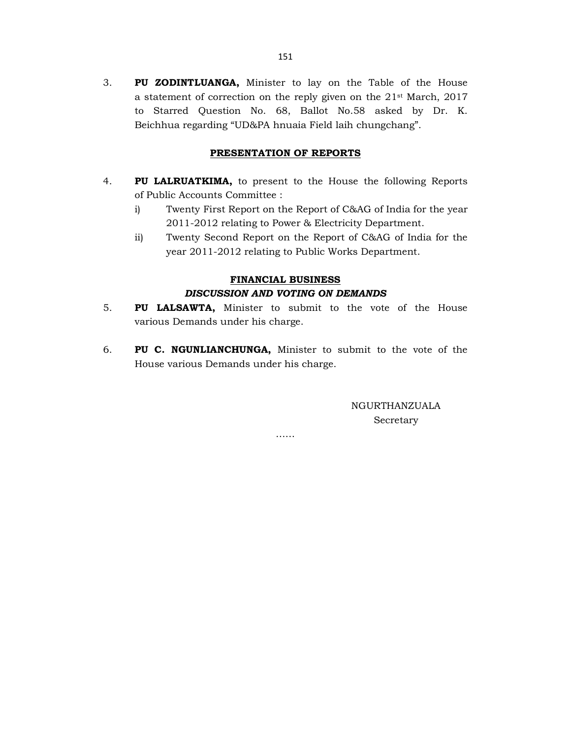3. **PU ZODINTLUANGA,** Minister to lay on the Table of the House a statement of correction on the reply given on the 21st March, 2017 to Starred Question No. 68, Ballot No.58 asked by Dr. K. Beichhua regarding "UD&PA hnuaia Field laih chungchang".

## PRESENTATION OF REPORTS

4. **PU LALRUATKIMA,** to present to the House the following Reports of Public Accounts Committee :

   i) Twenty First Report on the Report of C&AG of India for the year 2011-2012 relating to Power & Electricity Department.

   ii) Twenty Second Report on the Report of C&AG of India for the year 2011-2012 relating to Public Works Department.

## FINANCIAL BUSINESS

### *DISCUSSION AND VOTING ON DEMANDS*

5. **PU LALSAWTA,** Minister to submit to the vote of the House various Demands under his charge.

6. **PU C. NGUNLIANCHUNGA,** Minister to submit to the vote of the House various Demands under his charge.

NGURTHANZUALA
Secretary

……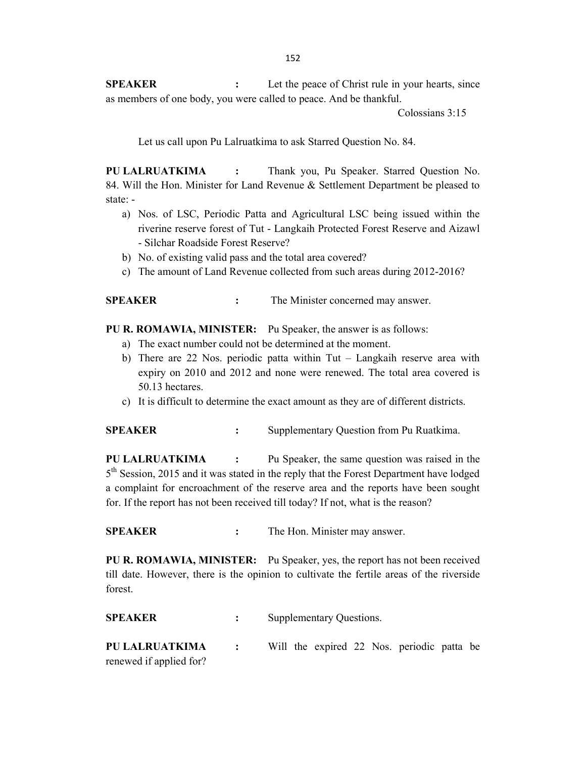**SPEAKER** : Let the peace of Christ rule in your hearts, since as members of one body, you were called to peace. And be thankful.

Colossians 3:15

Let us call upon Pu Lalruatkima to ask Starred Question No. 84.

**PU LALRUATKIMA** : Thank you, Pu Speaker. Starred Question No. 84. Will the Hon. Minister for Land Revenue & Settlement Department be pleased to state: -

a) Nos. of LSC, Periodic Patta and Agricultural LSC being issued within the riverine reserve forest of Tut - Langkaih Protected Forest Reserve and Aizawl - Silchar Roadside Forest Reserve?
b) No. of existing valid pass and the total area covered?
c) The amount of Land Revenue collected from such areas during 2012-2016?

**SPEAKER** : The Minister concerned may answer.

**PU R. ROMAWIA, MINISTER:** Pu Speaker, the answer is as follows:

a) The exact number could not be determined at the moment.
b) There are 22 Nos. periodic patta within Tut – Langkaih reserve area with expiry on 2010 and 2012 and none were renewed. The total area covered is 50.13 hectares.
c) It is difficult to determine the exact amount as they are of different districts.

**SPEAKER** : Supplementary Question from Pu Ruatkima.

**PU LALRUATKIMA** : Pu Speaker, the same question was raised in the 5th Session, 2015 and it was stated in the reply that the Forest Department have lodged a complaint for encroachment of the reserve area and the reports have been sought for. If the report has not been received till today? If not, what is the reason?

**SPEAKER** : The Hon. Minister may answer.

**PU R. ROMAWIA, MINISTER:** Pu Speaker, yes, the report has not been received till date. However, there is the opinion to cultivate the fertile areas of the riverside forest.

**SPEAKER** : Supplementary Questions.

**PU LALRUATKIMA** : Will the expired 22 Nos. periodic patta be renewed if applied for?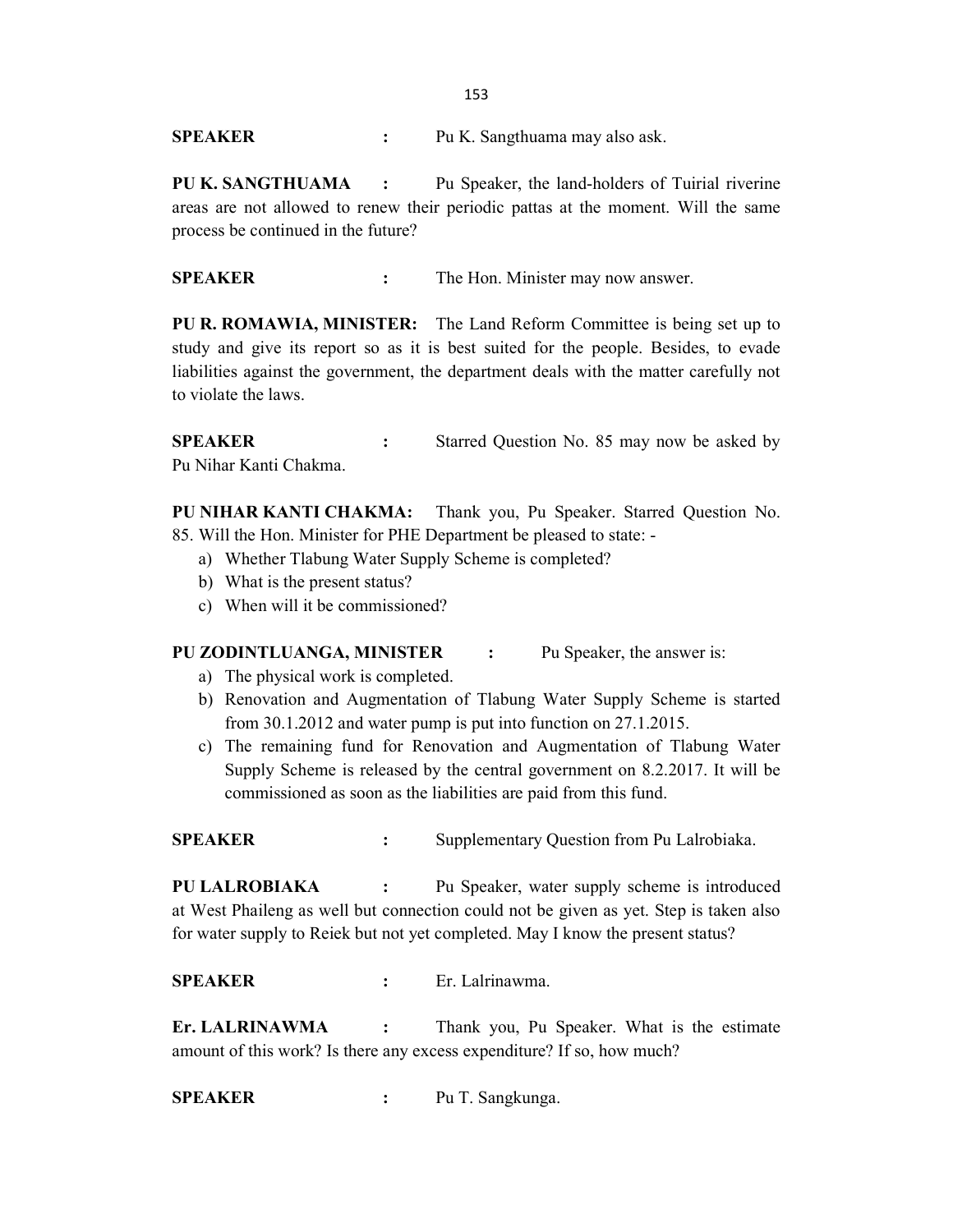**SPEAKER** : Pu K. Sangthuama may also ask.

**PU K. SANGTHUAMA** : Pu Speaker, the land-holders of Tuirial riverine areas are not allowed to renew their periodic pattas at the moment. Will the same process be continued in the future?

**SPEAKER** : The Hon. Minister may now answer.

**PU R. ROMAWIA, MINISTER:** The Land Reform Committee is being set up to study and give its report so as it is best suited for the people. Besides, to evade liabilities against the government, the department deals with the matter carefully not to violate the laws.

**SPEAKER** : Starred Question No. 85 may now be asked by Pu Nihar Kanti Chakma.

**PU NIHAR KANTI CHAKMA:** Thank you, Pu Speaker. Starred Question No. 85. Will the Hon. Minister for PHE Department be pleased to state: -

a) Whether Tlabung Water Supply Scheme is completed?
b) What is the present status?
c) When will it be commissioned?

**PU ZODINTLUANGA, MINISTER** : Pu Speaker, the answer is:

a) The physical work is completed.
b) Renovation and Augmentation of Tlabung Water Supply Scheme is started from 30.1.2012 and water pump is put into function on 27.1.2015.
c) The remaining fund for Renovation and Augmentation of Tlabung Water Supply Scheme is released by the central government on 8.2.2017. It will be commissioned as soon as the liabilities are paid from this fund.

**SPEAKER** : Supplementary Question from Pu Lalrobiaka.

**PU LALROBIAKA** : Pu Speaker, water supply scheme is introduced at West Phaileng as well but connection could not be given as yet. Step is taken also for water supply to Reiek but not yet completed. May I know the present status?

**SPEAKER** : Er. Lalrinawma.

**Er. LALRINAWMA** : Thank you, Pu Speaker. What is the estimate amount of this work? Is there any excess expenditure? If so, how much?

**SPEAKER** : Pu T. Sangkunga.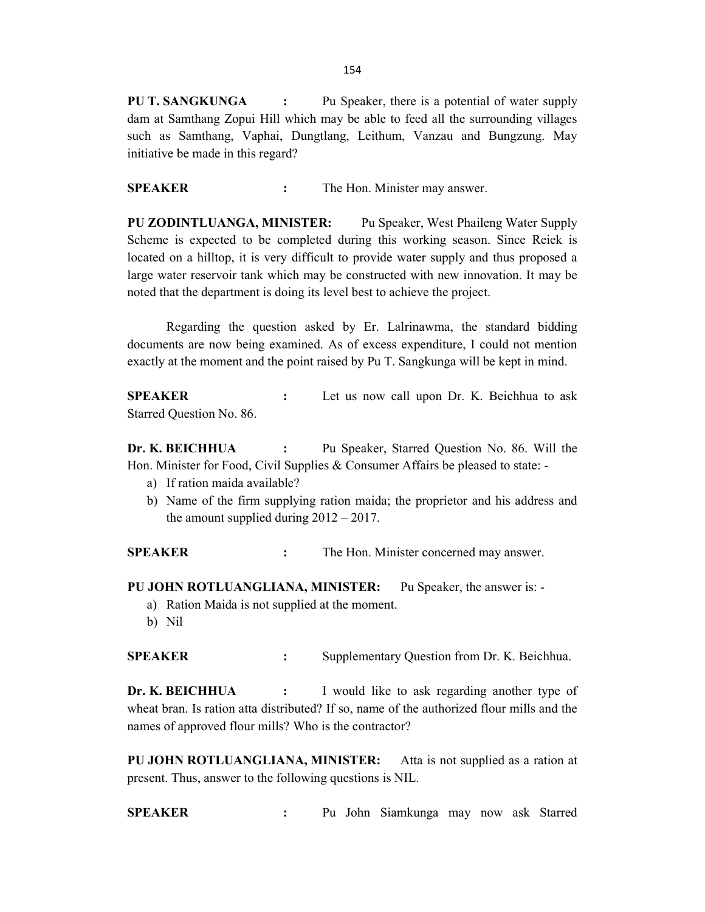**PU T. SANGKUNGA :** Pu Speaker, there is a potential of water supply dam at Samthang Zopui Hill which may be able to feed all the surrounding villages such as Samthang, Vaphai, Dungtlang, Leithum, Vanzau and Bungzung. May initiative be made in this regard?

**SPEAKER :** The Hon. Minister may answer.

**PU ZODINTLUANGA, MINISTER:** Pu Speaker, West Phaileng Water Supply Scheme is expected to be completed during this working season. Since Reiek is located on a hilltop, it is very difficult to provide water supply and thus proposed a large water reservoir tank which may be constructed with new innovation. It may be noted that the department is doing its level best to achieve the project.

Regarding the question asked by Er. Lalrinawma, the standard bidding documents are now being examined. As of excess expenditure, I could not mention exactly at the moment and the point raised by Pu T. Sangkunga will be kept in mind.

**SPEAKER :** Let us now call upon Dr. K. Beichhua to ask Starred Question No. 86.

**Dr. K. BEICHHUA :** Pu Speaker, Starred Question No. 86. Will the Hon. Minister for Food, Civil Supplies & Consumer Affairs be pleased to state: -

a) If ration maida available?
b) Name of the firm supplying ration maida; the proprietor and his address and the amount supplied during 2012 – 2017.

**SPEAKER :** The Hon. Minister concerned may answer.

**PU JOHN ROTLUANGLIANA, MINISTER:** Pu Speaker, the answer is: -

a) Ration Maida is not supplied at the moment.
b) Nil

**SPEAKER :** Supplementary Question from Dr. K. Beichhua.

**Dr. K. BEICHHUA :** I would like to ask regarding another type of wheat bran. Is ration atta distributed? If so, name of the authorized flour mills and the names of approved flour mills? Who is the contractor?

**PU JOHN ROTLUANGLIANA, MINISTER:** Atta is not supplied as a ration at present. Thus, answer to the following questions is NIL.

**SPEAKER :** Pu John Siamkunga may now ask Starred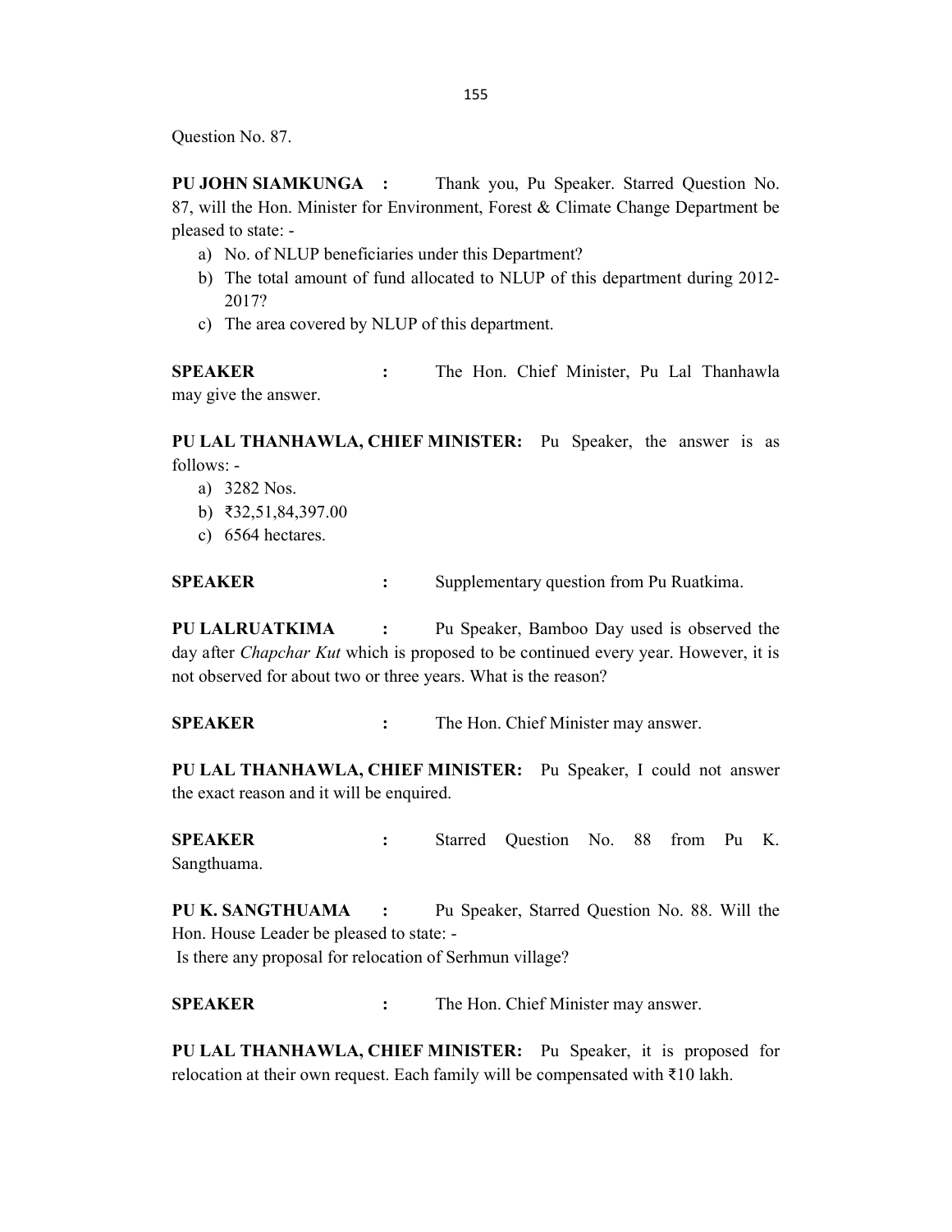Question No. 87.

**PU JOHN SIAMKUNGA :** Thank you, Pu Speaker. Starred Question No. 87, will the Hon. Minister for Environment, Forest & Climate Change Department be pleased to state: -

a) No. of NLUP beneficiaries under this Department?
b) The total amount of fund allocated to NLUP of this department during 2012-2017?
c) The area covered by NLUP of this department.

**SPEAKER :** The Hon. Chief Minister, Pu Lal Thanhawla may give the answer.

**PU LAL THANHAWLA, CHIEF MINISTER:** Pu Speaker, the answer is as follows: -

a) 3282 Nos.
b) ₹32,51,84,397.00
c) 6564 hectares.

**SPEAKER :** Supplementary question from Pu Ruatkima.

**PU LALRUATKIMA :** Pu Speaker, Bamboo Day used is observed the day after *Chapchar Kut* which is proposed to be continued every year. However, it is not observed for about two or three years. What is the reason?

**SPEAKER :** The Hon. Chief Minister may answer.

**PU LAL THANHAWLA, CHIEF MINISTER:** Pu Speaker, I could not answer the exact reason and it will be enquired.

**SPEAKER :** Starred Question No. 88 from Pu K. Sangthuama.

**PU K. SANGTHUAMA :** Pu Speaker, Starred Question No. 88. Will the Hon. House Leader be pleased to state: -

Is there any proposal for relocation of Serhmun village?

**SPEAKER :** The Hon. Chief Minister may answer.

**PU LAL THANHAWLA, CHIEF MINISTER:** Pu Speaker, it is proposed for relocation at their own request. Each family will be compensated with ₹10 lakh.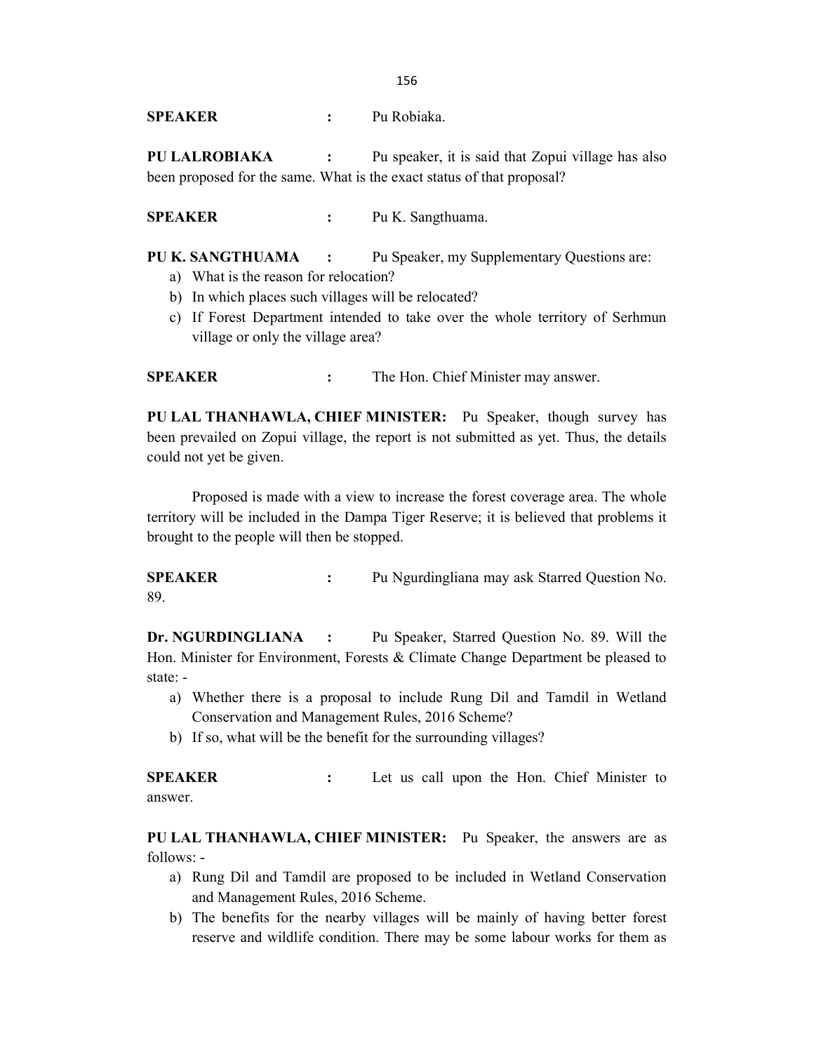**SPEAKER :** Pu Robiaka.

**PU LALROBIAKA :** Pu speaker, it is said that Zopui village has also been proposed for the same. What is the exact status of that proposal?

**SPEAKER :** Pu K. Sangthuama.

**PU K. SANGTHUAMA :** Pu Speaker, my Supplementary Questions are:

a) What is the reason for relocation?
b) In which places such villages will be relocated?
c) If Forest Department intended to take over the whole territory of Serhmun village or only the village area?

**SPEAKER :** The Hon. Chief Minister may answer.

**PU LAL THANHAWLA, CHIEF MINISTER:** Pu Speaker, though survey has been prevailed on Zopui village, the report is not submitted as yet. Thus, the details could not yet be given.

Proposed is made with a view to increase the forest coverage area. The whole territory will be included in the Dampa Tiger Reserve; it is believed that problems it brought to the people will then be stopped.

**SPEAKER :** Pu Ngurdingliana may ask Starred Question No. 89.

**Dr. NGURDINGLIANA :** Pu Speaker, Starred Question No. 89. Will the Hon. Minister for Environment, Forests & Climate Change Department be pleased to state: -

a) Whether there is a proposal to include Rung Dil and Tamdil in Wetland Conservation and Management Rules, 2016 Scheme?
b) If so, what will be the benefit for the surrounding villages?

**SPEAKER :** Let us call upon the Hon. Chief Minister to answer.

**PU LAL THANHAWLA, CHIEF MINISTER:** Pu Speaker, the answers are as follows: -

a) Rung Dil and Tamdil are proposed to be included in Wetland Conservation and Management Rules, 2016 Scheme.
b) The benefits for the nearby villages will be mainly of having better forest reserve and wildlife condition. There may be some labour works for them as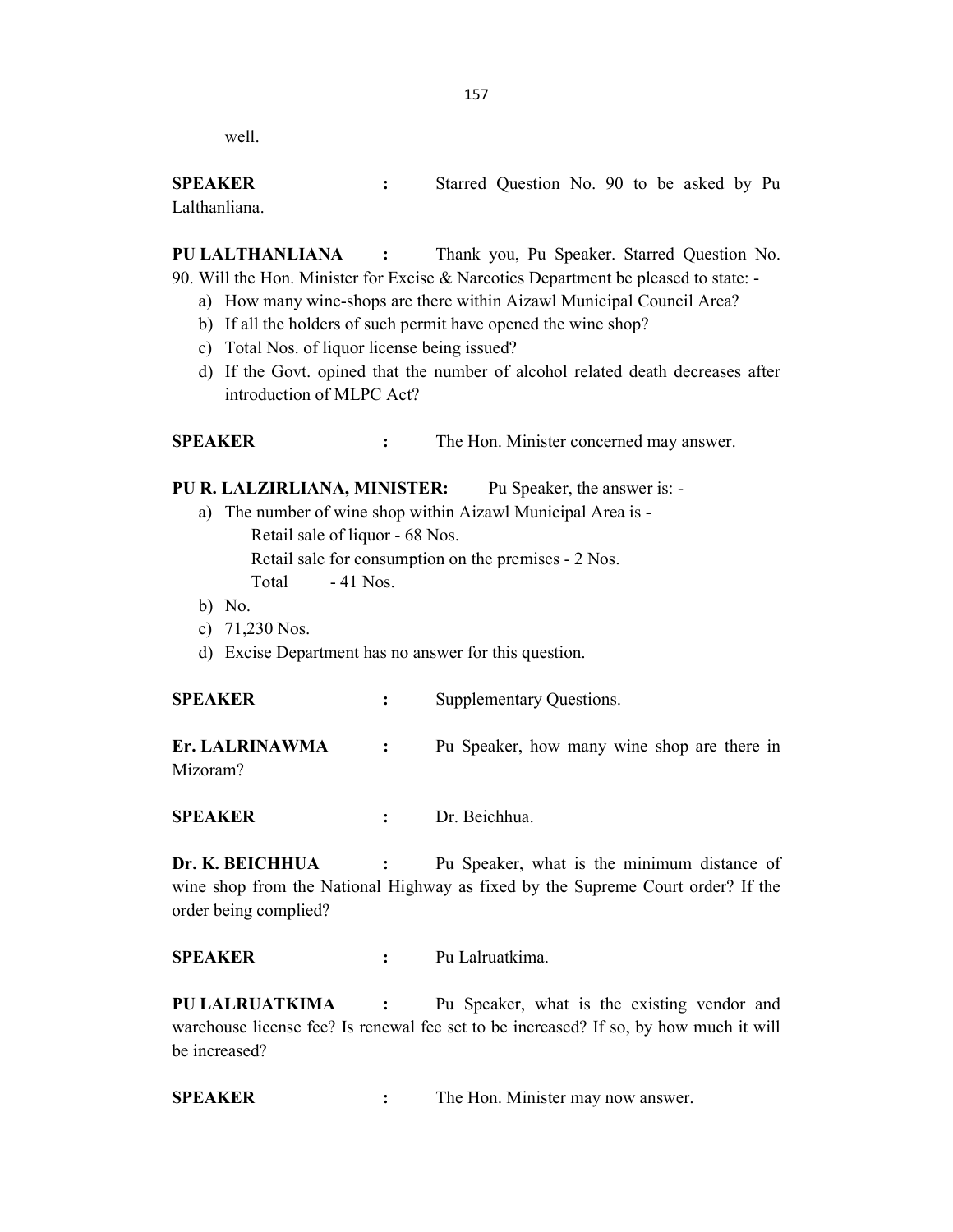well.

**SPEAKER** **:** Starred Question No. 90 to be asked by Pu Lalthanliana.

**PU LALTHANLIANA** **:** Thank you, Pu Speaker. Starred Question No. 90. Will the Hon. Minister for Excise & Narcotics Department be pleased to state: -

a) How many wine-shops are there within Aizawl Municipal Council Area?
b) If all the holders of such permit have opened the wine shop?
c) Total Nos. of liquor license being issued?
d) If the Govt. opined that the number of alcohol related death decreases after introduction of MLPC Act?

**SPEAKER** **:** The Hon. Minister concerned may answer.

**PU R. LALZIRLIANA, MINISTER:** Pu Speaker, the answer is: -

a) The number of wine shop within Aizawl Municipal Area is -
   Retail sale of liquor - 68 Nos.
   Retail sale for consumption on the premises - 2 Nos.
   Total - 41 Nos.
b) No.
c) 71,230 Nos.
d) Excise Department has no answer for this question.

**SPEAKER** **:** Supplementary Questions.

**Er. LALRINAWMA** **:** Pu Speaker, how many wine shop are there in Mizoram?

**SPEAKER** **:** Dr. Beichhua.

**Dr. K. BEICHHUA** **:** Pu Speaker, what is the minimum distance of wine shop from the National Highway as fixed by the Supreme Court order? If the order being complied?

**SPEAKER** **:** Pu Lalruatkima.

**PU LALRUATKIMA** **:** Pu Speaker, what is the existing vendor and warehouse license fee? Is renewal fee set to be increased? If so, by how much it will be increased?

**SPEAKER** **:** The Hon. Minister may now answer.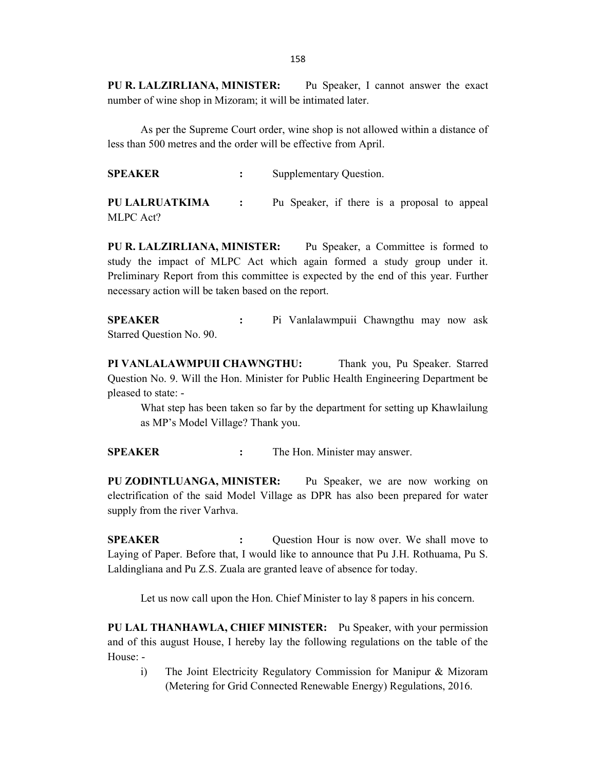**PU R. LALZIRLIANA, MINISTER:** Pu Speaker, I cannot answer the exact number of wine shop in Mizoram; it will be intimated later.

As per the Supreme Court order, wine shop is not allowed within a distance of less than 500 metres and the order will be effective from April.

**SPEAKER** : Supplementary Question.

**PU LALRUATKIMA** : Pu Speaker, if there is a proposal to appeal MLPC Act?

**PU R. LALZIRLIANA, MINISTER:** Pu Speaker, a Committee is formed to study the impact of MLPC Act which again formed a study group under it. Preliminary Report from this committee is expected by the end of this year. Further necessary action will be taken based on the report.

**SPEAKER** : Pi Vanlalawmpuii Chawngthu may now ask Starred Question No. 90.

**PI VANLALAWMPUII CHAWNGTHU:** Thank you, Pu Speaker. Starred Question No. 9. Will the Hon. Minister for Public Health Engineering Department be pleased to state: -

> What step has been taken so far by the department for setting up Khawlailung as MP's Model Village? Thank you.

**SPEAKER** : The Hon. Minister may answer.

**PU ZODINTLUANGA, MINISTER:** Pu Speaker, we are now working on electrification of the said Model Village as DPR has also been prepared for water supply from the river Varhva.

**SPEAKER** : Question Hour is now over. We shall move to Laying of Paper. Before that, I would like to announce that Pu J.H. Rothuama, Pu S. Laldingliana and Pu Z.S. Zuala are granted leave of absence for today.

Let us now call upon the Hon. Chief Minister to lay 8 papers in his concern.

**PU LAL THANHAWLA, CHIEF MINISTER:** Pu Speaker, with your permission and of this august House, I hereby lay the following regulations on the table of the House: -

i) The Joint Electricity Regulatory Commission for Manipur & Mizoram (Metering for Grid Connected Renewable Energy) Regulations, 2016.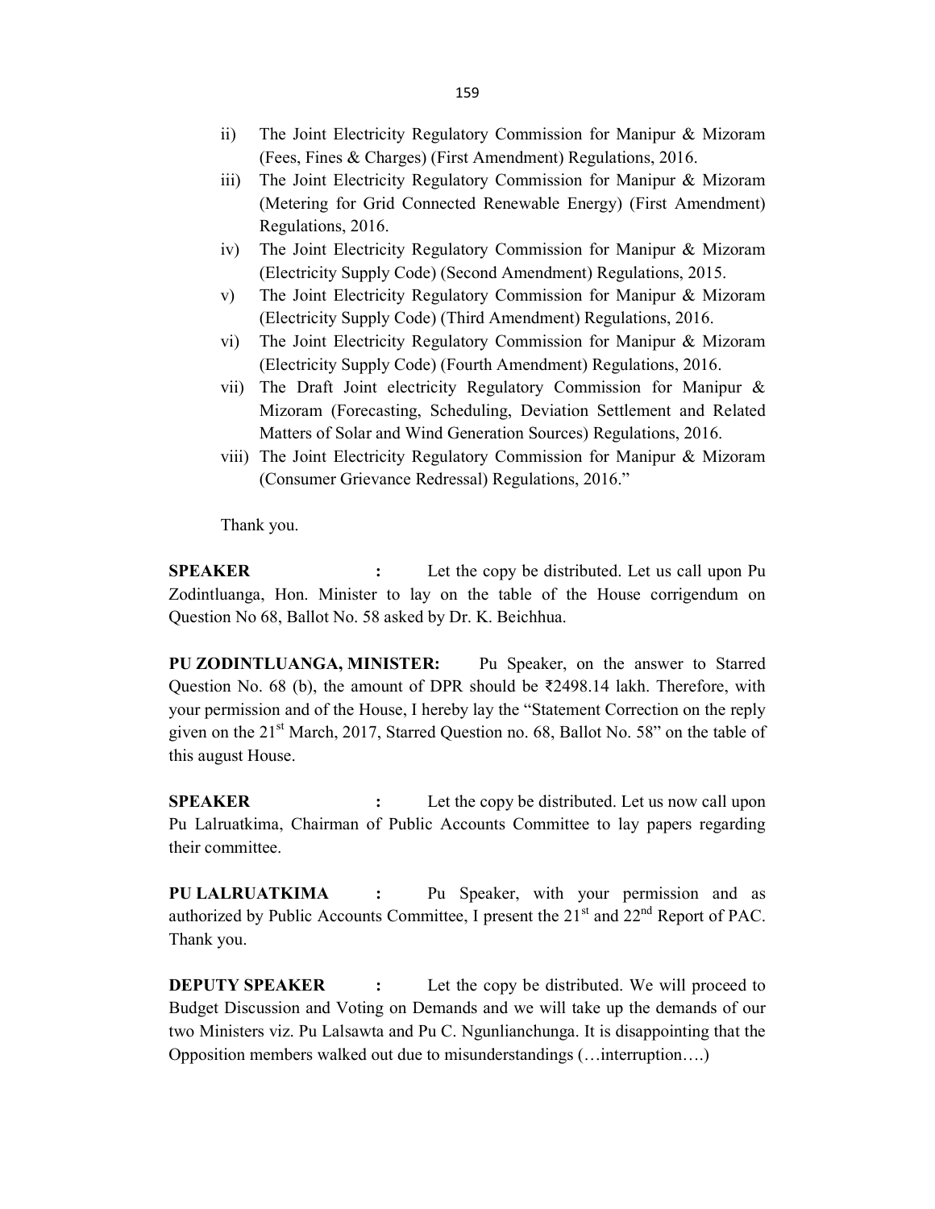ii) The Joint Electricity Regulatory Commission for Manipur & Mizoram (Fees, Fines & Charges) (First Amendment) Regulations, 2016.

iii) The Joint Electricity Regulatory Commission for Manipur & Mizoram (Metering for Grid Connected Renewable Energy) (First Amendment) Regulations, 2016.

iv) The Joint Electricity Regulatory Commission for Manipur & Mizoram (Electricity Supply Code) (Second Amendment) Regulations, 2015.

v) The Joint Electricity Regulatory Commission for Manipur & Mizoram (Electricity Supply Code) (Third Amendment) Regulations, 2016.

vi) The Joint Electricity Regulatory Commission for Manipur & Mizoram (Electricity Supply Code) (Fourth Amendment) Regulations, 2016.

vii) The Draft Joint electricity Regulatory Commission for Manipur & Mizoram (Forecasting, Scheduling, Deviation Settlement and Related Matters of Solar and Wind Generation Sources) Regulations, 2016.

viii) The Joint Electricity Regulatory Commission for Manipur & Mizoram (Consumer Grievance Redressal) Regulations, 2016."

Thank you.

**SPEAKER :** Let the copy be distributed. Let us call upon Pu Zodintluanga, Hon. Minister to lay on the table of the House corrigendum on Question No 68, Ballot No. 58 asked by Dr. K. Beichhua.

**PU ZODINTLUANGA, MINISTER:** Pu Speaker, on the answer to Starred Question No. 68 (b), the amount of DPR should be ₹2498.14 lakh. Therefore, with your permission and of the House, I hereby lay the "Statement Correction on the reply given on the 21st March, 2017, Starred Question no. 68, Ballot No. 58" on the table of this august House.

**SPEAKER :** Let the copy be distributed. Let us now call upon Pu Lalruatkima, Chairman of Public Accounts Committee to lay papers regarding their committee.

**PU LALRUATKIMA :** Pu Speaker, with your permission and as authorized by Public Accounts Committee, I present the 21st and 22nd Report of PAC. Thank you.

**DEPUTY SPEAKER :** Let the copy be distributed. We will proceed to Budget Discussion and Voting on Demands and we will take up the demands of our two Ministers viz. Pu Lalsawta and Pu C. Ngunlianchunga. It is disappointing that the Opposition members walked out due to misunderstandings (…interruption….)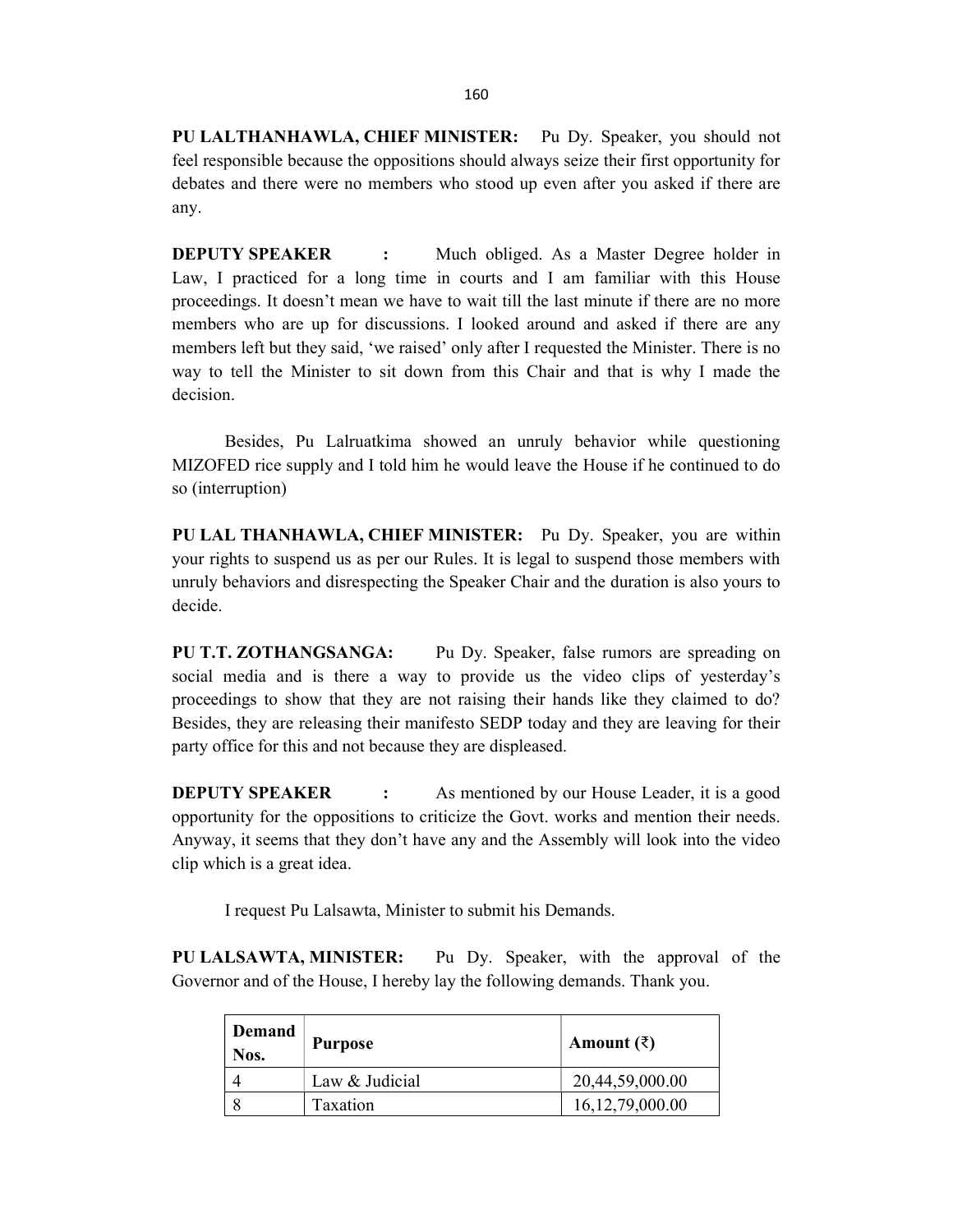**PU LALTHANHAWLA, CHIEF MINISTER:** Pu Dy. Speaker, you should not feel responsible because the oppositions should always seize their first opportunity for debates and there were no members who stood up even after you asked if there are any.

**DEPUTY SPEAKER :** Much obliged. As a Master Degree holder in Law, I practiced for a long time in courts and I am familiar with this House proceedings. It doesn't mean we have to wait till the last minute if there are no more members who are up for discussions. I looked around and asked if there are any members left but they said, 'we raised' only after I requested the Minister. There is no way to tell the Minister to sit down from this Chair and that is why I made the decision.

Besides, Pu Lalruatkima showed an unruly behavior while questioning MIZOFED rice supply and I told him he would leave the House if he continued to do so (interruption)

**PU LAL THANHAWLA, CHIEF MINISTER:** Pu Dy. Speaker, you are within your rights to suspend us as per our Rules. It is legal to suspend those members with unruly behaviors and disrespecting the Speaker Chair and the duration is also yours to decide.

**PU T.T. ZOTHANGSANGA:** Pu Dy. Speaker, false rumors are spreading on social media and is there a way to provide us the video clips of yesterday's proceedings to show that they are not raising their hands like they claimed to do? Besides, they are releasing their manifesto SEDP today and they are leaving for their party office for this and not because they are displeased.

**DEPUTY SPEAKER :** As mentioned by our House Leader, it is a good opportunity for the oppositions to criticize the Govt. works and mention their needs. Anyway, it seems that they don't have any and the Assembly will look into the video clip which is a great idea.

I request Pu Lalsawta, Minister to submit his Demands.

**PU LALSAWTA, MINISTER:** Pu Dy. Speaker, with the approval of the Governor and of the House, I hereby lay the following demands. Thank you.

| Demand Nos. | Purpose | Amount (₹) |
|---|---|---|
| 4 | Law & Judicial | 20,44,59,000.00 |
| 8 | Taxation | 16,12,79,000.00 |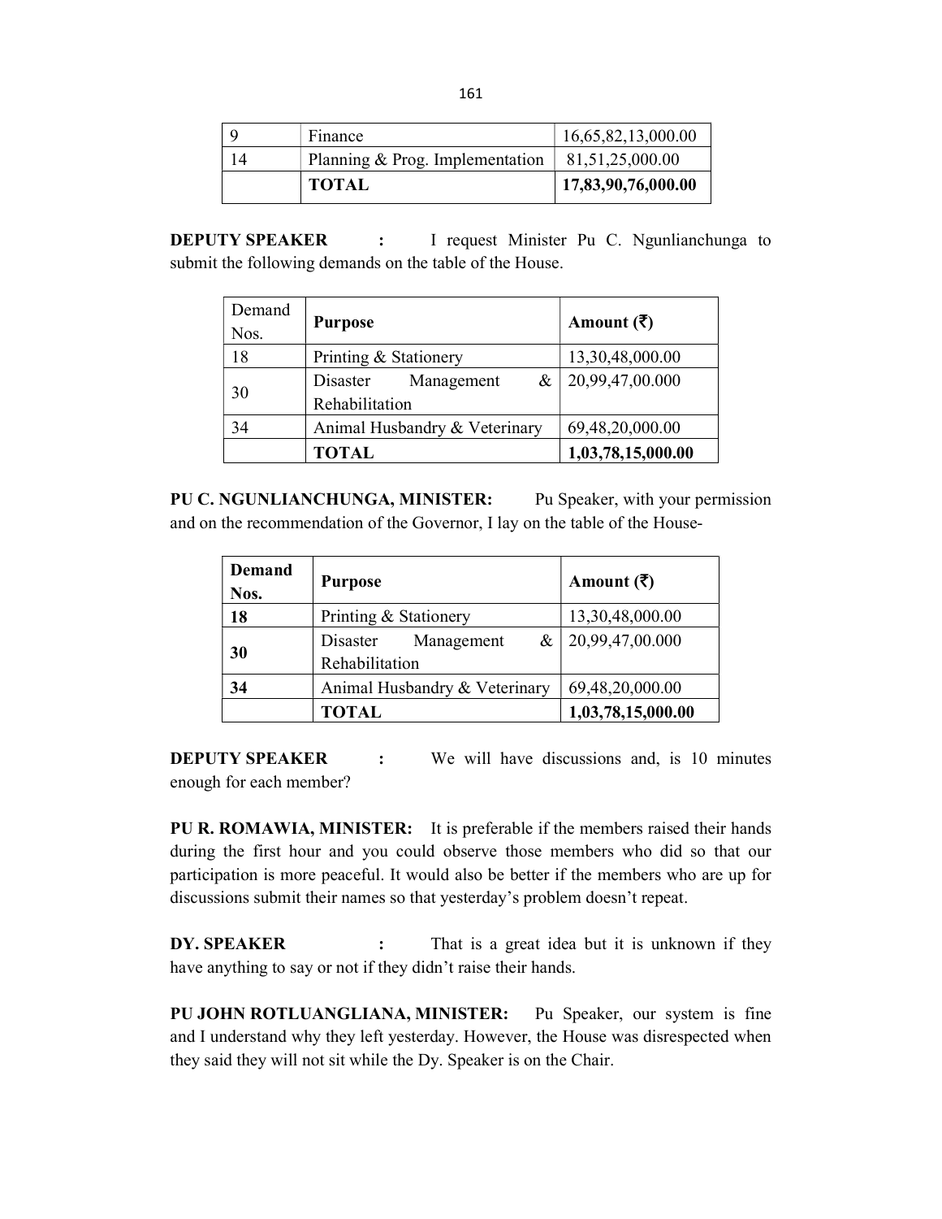| 9 | Finance | 16,65,82,13,000.00 |
|---|---|---|
| 14 | Planning & Prog. Implementation | 81,51,25,000.00 |
| | **TOTAL** | **17,83,90,76,000.00** |

**DEPUTY SPEAKER :** I request Minister Pu C. Ngunlianchunga to submit the following demands on the table of the House.

| Demand Nos. | **Purpose** | **Amount (₹)** |
|---|---|---|
| 18 | Printing & Stationery | 13,30,48,000.00 |
| 30 | Disaster Management & Rehabilitation | 20,99,47,00.000 |
| 34 | Animal Husbandry & Veterinary | 69,48,20,000.00 |
| | **TOTAL** | **1,03,78,15,000.00** |

**PU C. NGUNLIANCHUNGA, MINISTER:** Pu Speaker, with your permission and on the recommendation of the Governor, I lay on the table of the House-

| **Demand Nos.** | **Purpose** | **Amount (₹)** |
|---|---|---|
| **18** | Printing & Stationery | 13,30,48,000.00 |
| **30** | Disaster Management & Rehabilitation | 20,99,47,00.000 |
| **34** | Animal Husbandry & Veterinary | 69,48,20,000.00 |
| | **TOTAL** | **1,03,78,15,000.00** |

**DEPUTY SPEAKER :** We will have discussions and, is 10 minutes enough for each member?

**PU R. ROMAWIA, MINISTER:** It is preferable if the members raised their hands during the first hour and you could observe those members who did so that our participation is more peaceful. It would also be better if the members who are up for discussions submit their names so that yesterday's problem doesn't repeat.

**DY. SPEAKER :** That is a great idea but it is unknown if they have anything to say or not if they didn't raise their hands.

**PU JOHN ROTLUANGLIANA, MINISTER:** Pu Speaker, our system is fine and I understand why they left yesterday. However, the House was disrespected when they said they will not sit while the Dy. Speaker is on the Chair.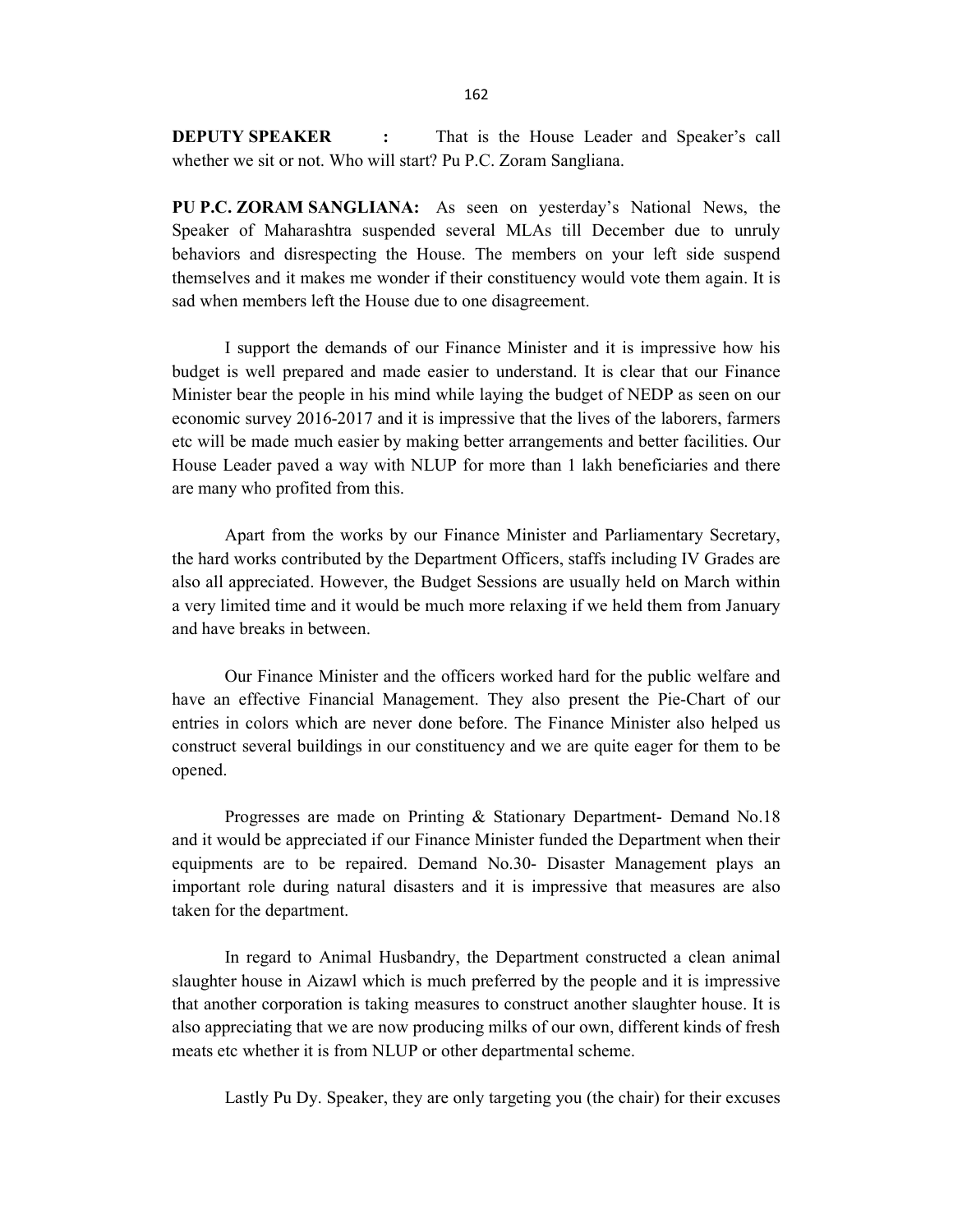**DEPUTY SPEAKER :** That is the House Leader and Speaker's call whether we sit or not. Who will start? Pu P.C. Zoram Sangliana.

**PU P.C. ZORAM SANGLIANA:** As seen on yesterday's National News, the Speaker of Maharashtra suspended several MLAs till December due to unruly behaviors and disrespecting the House. The members on your left side suspend themselves and it makes me wonder if their constituency would vote them again. It is sad when members left the House due to one disagreement.

I support the demands of our Finance Minister and it is impressive how his budget is well prepared and made easier to understand. It is clear that our Finance Minister bear the people in his mind while laying the budget of NEDP as seen on our economic survey 2016-2017 and it is impressive that the lives of the laborers, farmers etc will be made much easier by making better arrangements and better facilities. Our House Leader paved a way with NLUP for more than 1 lakh beneficiaries and there are many who profited from this.

Apart from the works by our Finance Minister and Parliamentary Secretary, the hard works contributed by the Department Officers, staffs including IV Grades are also all appreciated. However, the Budget Sessions are usually held on March within a very limited time and it would be much more relaxing if we held them from January and have breaks in between.

Our Finance Minister and the officers worked hard for the public welfare and have an effective Financial Management. They also present the Pie-Chart of our entries in colors which are never done before. The Finance Minister also helped us construct several buildings in our constituency and we are quite eager for them to be opened.

Progresses are made on Printing & Stationary Department- Demand No.18 and it would be appreciated if our Finance Minister funded the Department when their equipments are to be repaired. Demand No.30- Disaster Management plays an important role during natural disasters and it is impressive that measures are also taken for the department.

In regard to Animal Husbandry, the Department constructed a clean animal slaughter house in Aizawl which is much preferred by the people and it is impressive that another corporation is taking measures to construct another slaughter house. It is also appreciating that we are now producing milks of our own, different kinds of fresh meats etc whether it is from NLUP or other departmental scheme.

Lastly Pu Dy. Speaker, they are only targeting you (the chair) for their excuses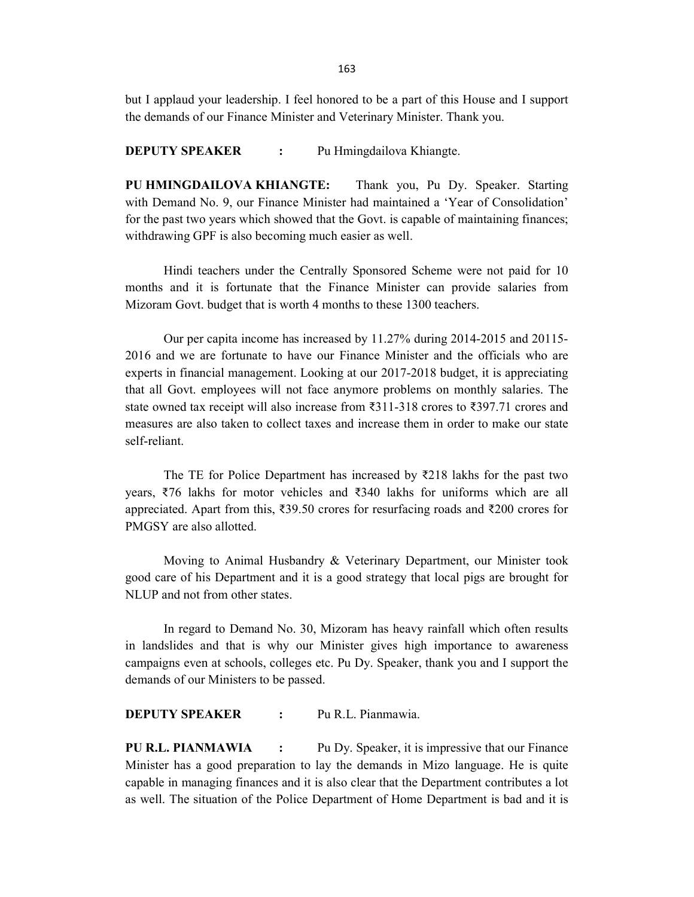but I applaud your leadership. I feel honored to be a part of this House and I support the demands of our Finance Minister and Veterinary Minister. Thank you.

**DEPUTY SPEAKER :** Pu Hmingdailova Khiangte.

**PU HMINGDAILOVA KHIANGTE:** Thank you, Pu Dy. Speaker. Starting with Demand No. 9, our Finance Minister had maintained a 'Year of Consolidation' for the past two years which showed that the Govt. is capable of maintaining finances; withdrawing GPF is also becoming much easier as well.

Hindi teachers under the Centrally Sponsored Scheme were not paid for 10 months and it is fortunate that the Finance Minister can provide salaries from Mizoram Govt. budget that is worth 4 months to these 1300 teachers.

Our per capita income has increased by 11.27% during 2014-2015 and 20115-2016 and we are fortunate to have our Finance Minister and the officials who are experts in financial management. Looking at our 2017-2018 budget, it is appreciating that all Govt. employees will not face anymore problems on monthly salaries. The state owned tax receipt will also increase from ₹311-318 crores to ₹397.71 crores and measures are also taken to collect taxes and increase them in order to make our state self-reliant.

The TE for Police Department has increased by ₹218 lakhs for the past two years, ₹76 lakhs for motor vehicles and ₹340 lakhs for uniforms which are all appreciated. Apart from this, ₹39.50 crores for resurfacing roads and ₹200 crores for PMGSY are also allotted.

Moving to Animal Husbandry & Veterinary Department, our Minister took good care of his Department and it is a good strategy that local pigs are brought for NLUP and not from other states.

In regard to Demand No. 30, Mizoram has heavy rainfall which often results in landslides and that is why our Minister gives high importance to awareness campaigns even at schools, colleges etc. Pu Dy. Speaker, thank you and I support the demands of our Ministers to be passed.

**DEPUTY SPEAKER :** Pu R.L. Pianmawia.

**PU R.L. PIANMAWIA :** Pu Dy. Speaker, it is impressive that our Finance Minister has a good preparation to lay the demands in Mizo language. He is quite capable in managing finances and it is also clear that the Department contributes a lot as well. The situation of the Police Department of Home Department is bad and it is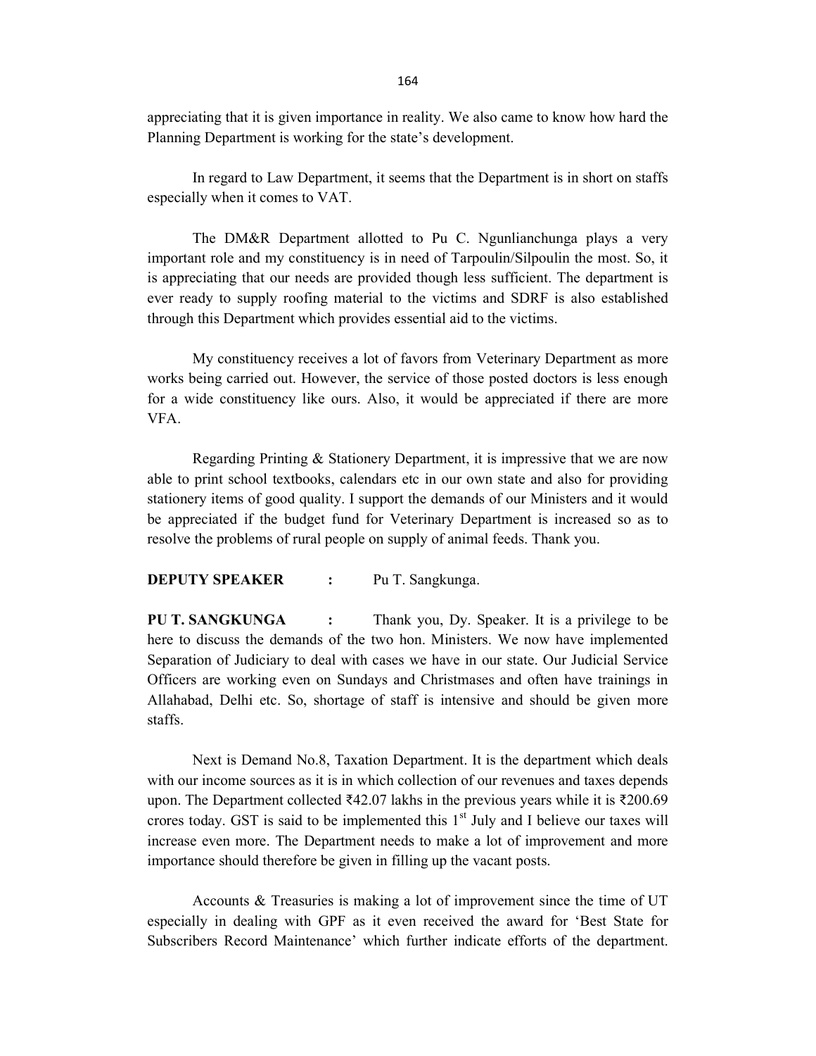appreciating that it is given importance in reality. We also came to know how hard the Planning Department is working for the state's development.

In regard to Law Department, it seems that the Department is in short on staffs especially when it comes to VAT.

The DM&R Department allotted to Pu C. Ngunlianchunga plays a very important role and my constituency is in need of Tarpoulin/Silpoulin the most. So, it is appreciating that our needs are provided though less sufficient. The department is ever ready to supply roofing material to the victims and SDRF is also established through this Department which provides essential aid to the victims.

My constituency receives a lot of favors from Veterinary Department as more works being carried out. However, the service of those posted doctors is less enough for a wide constituency like ours. Also, it would be appreciated if there are more VFA.

Regarding Printing & Stationery Department, it is impressive that we are now able to print school textbooks, calendars etc in our own state and also for providing stationery items of good quality. I support the demands of our Ministers and it would be appreciated if the budget fund for Veterinary Department is increased so as to resolve the problems of rural people on supply of animal feeds. Thank you.

**DEPUTY SPEAKER** : Pu T. Sangkunga.

**PU T. SANGKUNGA** : Thank you, Dy. Speaker. It is a privilege to be here to discuss the demands of the two hon. Ministers. We now have implemented Separation of Judiciary to deal with cases we have in our state. Our Judicial Service Officers are working even on Sundays and Christmases and often have trainings in Allahabad, Delhi etc. So, shortage of staff is intensive and should be given more staffs.

Next is Demand No.8, Taxation Department. It is the department which deals with our income sources as it is in which collection of our revenues and taxes depends upon. The Department collected ₹42.07 lakhs in the previous years while it is ₹200.69 crores today. GST is said to be implemented this 1st July and I believe our taxes will increase even more. The Department needs to make a lot of improvement and more importance should therefore be given in filling up the vacant posts.

Accounts & Treasuries is making a lot of improvement since the time of UT especially in dealing with GPF as it even received the award for 'Best State for Subscribers Record Maintenance' which further indicate efforts of the department.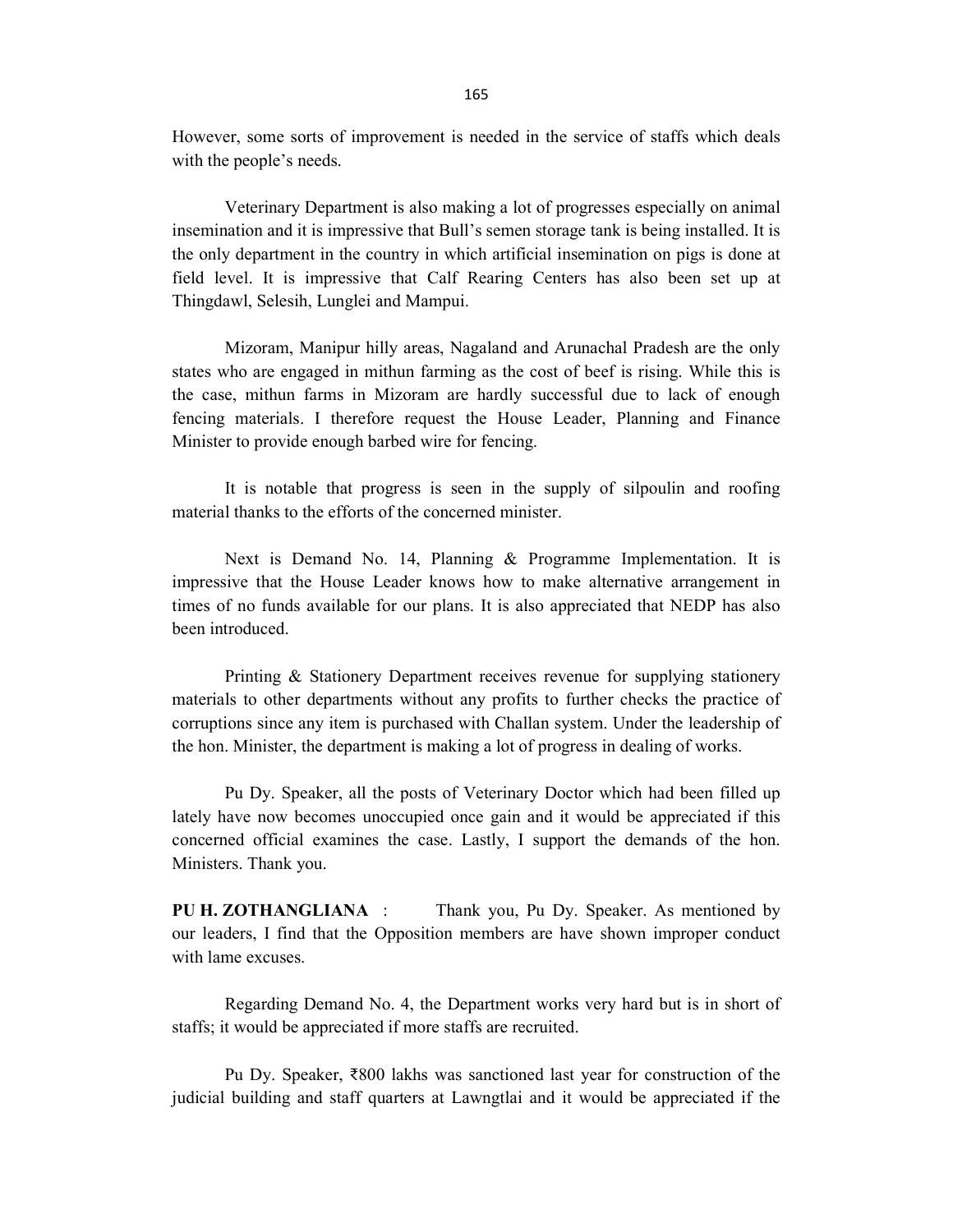However, some sorts of improvement is needed in the service of staffs which deals with the people's needs.

Veterinary Department is also making a lot of progresses especially on animal insemination and it is impressive that Bull's semen storage tank is being installed. It is the only department in the country in which artificial insemination on pigs is done at field level. It is impressive that Calf Rearing Centers has also been set up at Thingdawl, Selesih, Lunglei and Mampui.

Mizoram, Manipur hilly areas, Nagaland and Arunachal Pradesh are the only states who are engaged in mithun farming as the cost of beef is rising. While this is the case, mithun farms in Mizoram are hardly successful due to lack of enough fencing materials. I therefore request the House Leader, Planning and Finance Minister to provide enough barbed wire for fencing.

It is notable that progress is seen in the supply of silpoulin and roofing material thanks to the efforts of the concerned minister.

Next is Demand No. 14, Planning & Programme Implementation. It is impressive that the House Leader knows how to make alternative arrangement in times of no funds available for our plans. It is also appreciated that NEDP has also been introduced.

Printing & Stationery Department receives revenue for supplying stationery materials to other departments without any profits to further checks the practice of corruptions since any item is purchased with Challan system. Under the leadership of the hon. Minister, the department is making a lot of progress in dealing of works.

Pu Dy. Speaker, all the posts of Veterinary Doctor which had been filled up lately have now becomes unoccupied once gain and it would be appreciated if this concerned official examines the case. Lastly, I support the demands of the hon. Ministers. Thank you.

**PU H. ZOTHANGLIANA** : Thank you, Pu Dy. Speaker. As mentioned by our leaders, I find that the Opposition members are have shown improper conduct with lame excuses.

Regarding Demand No. 4, the Department works very hard but is in short of staffs; it would be appreciated if more staffs are recruited.

Pu Dy. Speaker, ₹800 lakhs was sanctioned last year for construction of the judicial building and staff quarters at Lawngtlai and it would be appreciated if the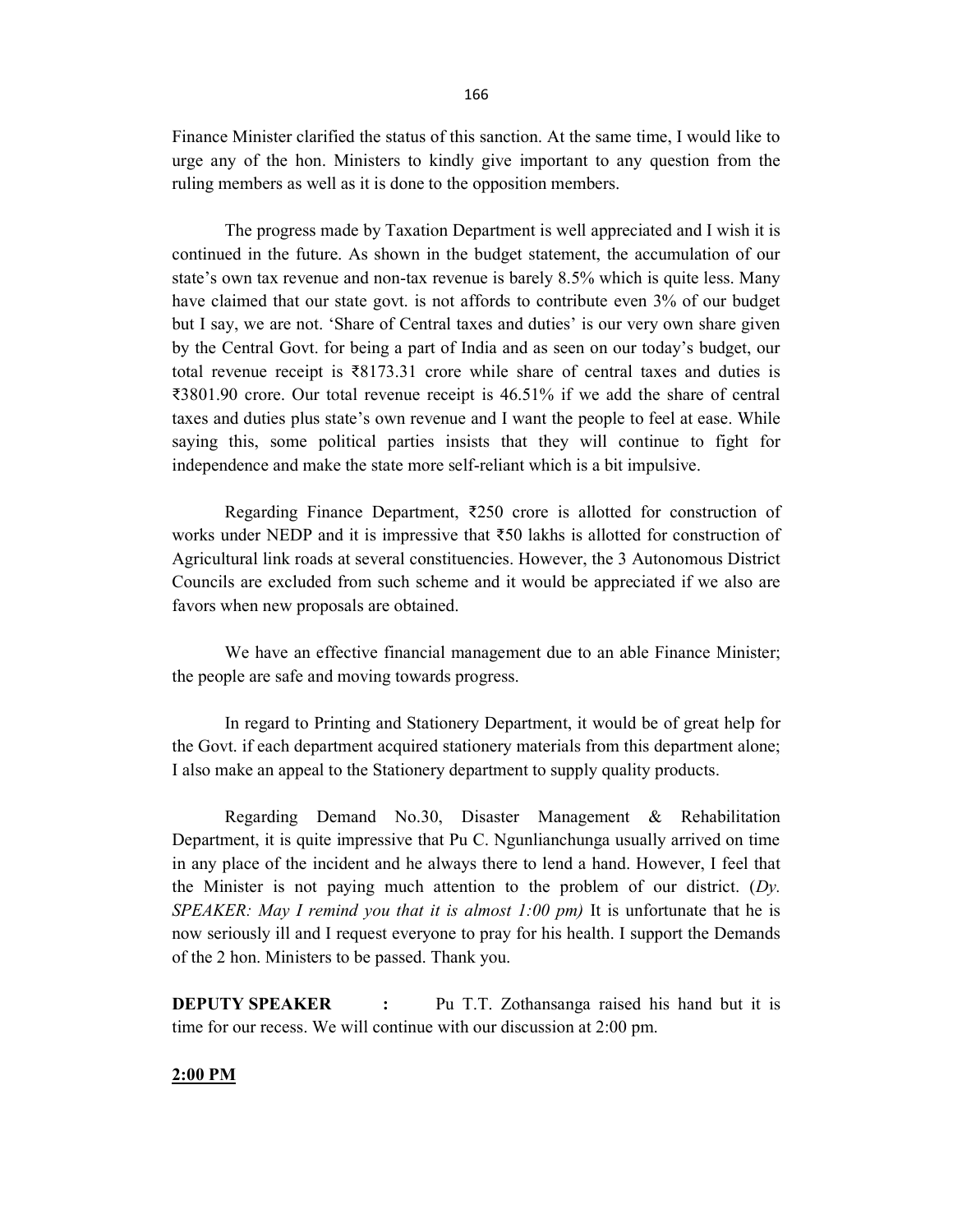Finance Minister clarified the status of this sanction. At the same time, I would like to urge any of the hon. Ministers to kindly give important to any question from the ruling members as well as it is done to the opposition members.

The progress made by Taxation Department is well appreciated and I wish it is continued in the future. As shown in the budget statement, the accumulation of our state's own tax revenue and non-tax revenue is barely 8.5% which is quite less. Many have claimed that our state govt. is not affords to contribute even 3% of our budget but I say, we are not. 'Share of Central taxes and duties' is our very own share given by the Central Govt. for being a part of India and as seen on our today's budget, our total revenue receipt is ₹8173.31 crore while share of central taxes and duties is ₹3801.90 crore. Our total revenue receipt is 46.51% if we add the share of central taxes and duties plus state's own revenue and I want the people to feel at ease. While saying this, some political parties insists that they will continue to fight for independence and make the state more self-reliant which is a bit impulsive.

Regarding Finance Department, ₹250 crore is allotted for construction of works under NEDP and it is impressive that ₹50 lakhs is allotted for construction of Agricultural link roads at several constituencies. However, the 3 Autonomous District Councils are excluded from such scheme and it would be appreciated if we also are favors when new proposals are obtained.

We have an effective financial management due to an able Finance Minister; the people are safe and moving towards progress.

In regard to Printing and Stationery Department, it would be of great help for the Govt. if each department acquired stationery materials from this department alone; I also make an appeal to the Stationery department to supply quality products.

Regarding Demand No.30, Disaster Management & Rehabilitation Department, it is quite impressive that Pu C. Ngunlianchunga usually arrived on time in any place of the incident and he always there to lend a hand. However, I feel that the Minister is not paying much attention to the problem of our district. (*Dy. SPEAKER: May I remind you that it is almost 1:00 pm)* It is unfortunate that he is now seriously ill and I request everyone to pray for his health. I support the Demands of the 2 hon. Ministers to be passed. Thank you.

**DEPUTY SPEAKER :** Pu T.T. Zothansanga raised his hand but it is time for our recess. We will continue with our discussion at 2:00 pm.

**2:00 PM**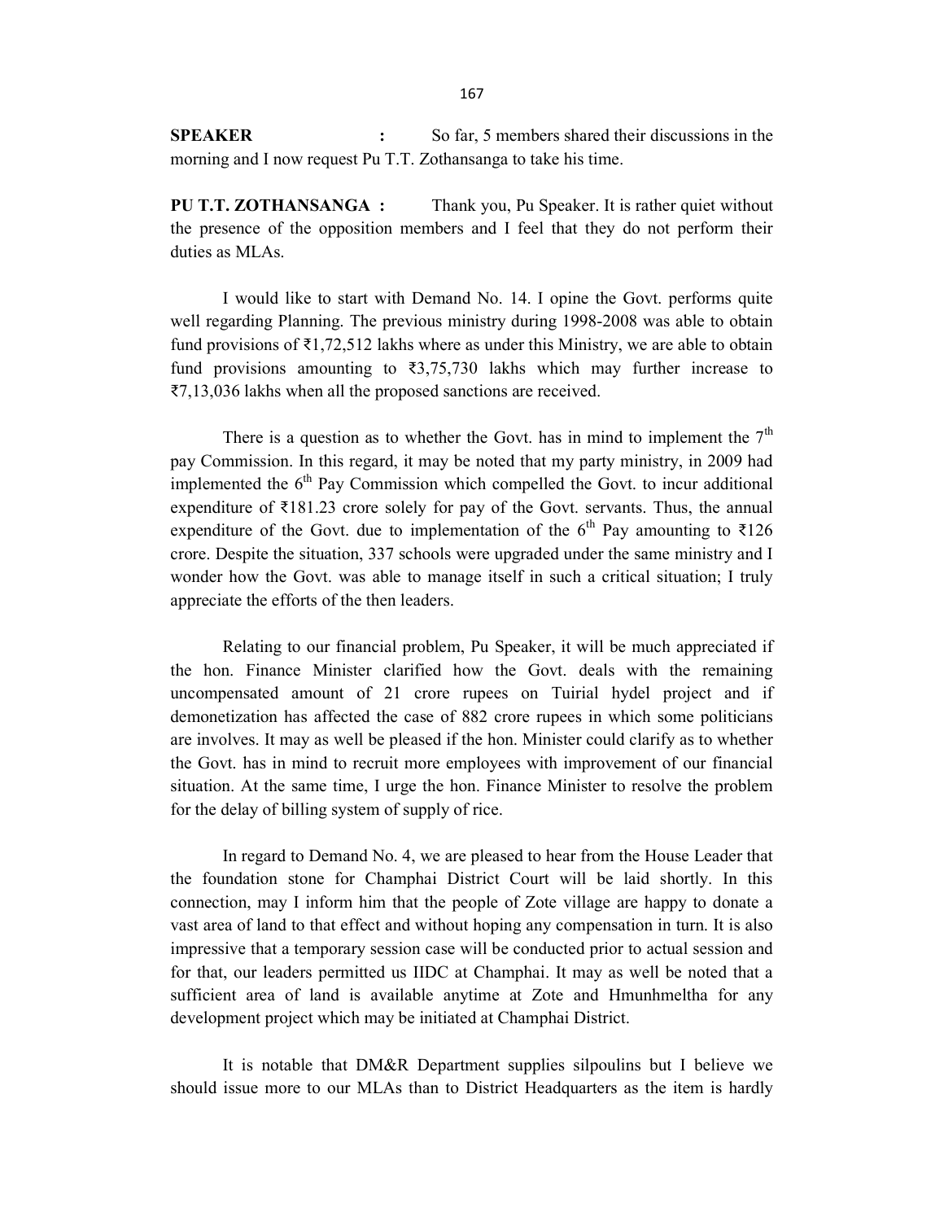**SPEAKER :** So far, 5 members shared their discussions in the morning and I now request Pu T.T. Zothansanga to take his time.

**PU T.T. ZOTHANSANGA :** Thank you, Pu Speaker. It is rather quiet without the presence of the opposition members and I feel that they do not perform their duties as MLAs.

I would like to start with Demand No. 14. I opine the Govt. performs quite well regarding Planning. The previous ministry during 1998-2008 was able to obtain fund provisions of ₹1,72,512 lakhs where as under this Ministry, we are able to obtain fund provisions amounting to ₹3,75,730 lakhs which may further increase to ₹7,13,036 lakhs when all the proposed sanctions are received.

There is a question as to whether the Govt. has in mind to implement the 7th pay Commission. In this regard, it may be noted that my party ministry, in 2009 had implemented the 6th Pay Commission which compelled the Govt. to incur additional expenditure of ₹181.23 crore solely for pay of the Govt. servants. Thus, the annual expenditure of the Govt. due to implementation of the 6th Pay amounting to ₹126 crore. Despite the situation, 337 schools were upgraded under the same ministry and I wonder how the Govt. was able to manage itself in such a critical situation; I truly appreciate the efforts of the then leaders.

Relating to our financial problem, Pu Speaker, it will be much appreciated if the hon. Finance Minister clarified how the Govt. deals with the remaining uncompensated amount of 21 crore rupees on Tuirial hydel project and if demonetization has affected the case of 882 crore rupees in which some politicians are involves. It may as well be pleased if the hon. Minister could clarify as to whether the Govt. has in mind to recruit more employees with improvement of our financial situation. At the same time, I urge the hon. Finance Minister to resolve the problem for the delay of billing system of supply of rice.

In regard to Demand No. 4, we are pleased to hear from the House Leader that the foundation stone for Champhai District Court will be laid shortly. In this connection, may I inform him that the people of Zote village are happy to donate a vast area of land to that effect and without hoping any compensation in turn. It is also impressive that a temporary session case will be conducted prior to actual session and for that, our leaders permitted us IIDC at Champhai. It may as well be noted that a sufficient area of land is available anytime at Zote and Hmunhmeltha for any development project which may be initiated at Champhai District.

It is notable that DM&R Department supplies silpoulins but I believe we should issue more to our MLAs than to District Headquarters as the item is hardly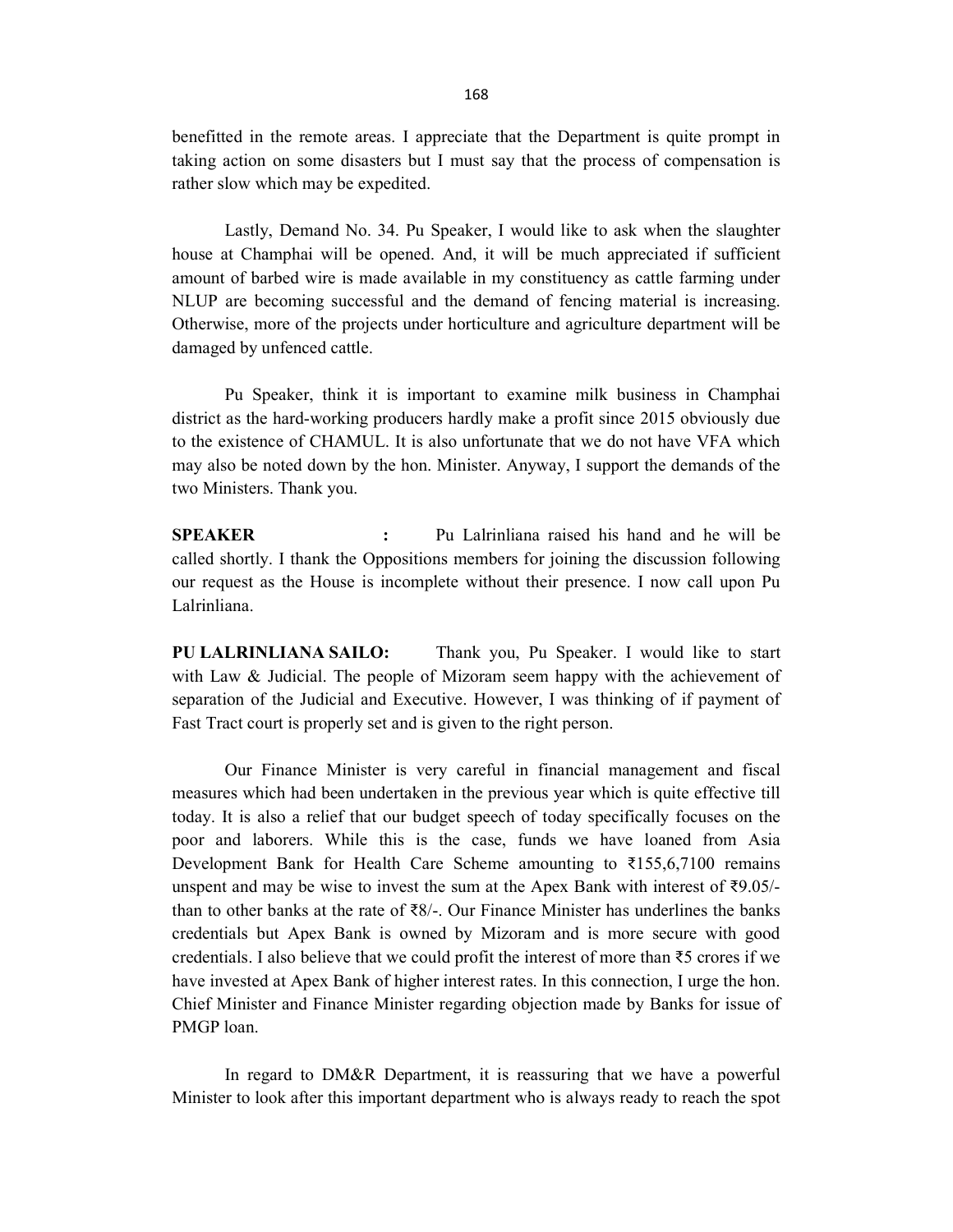benefitted in the remote areas. I appreciate that the Department is quite prompt in taking action on some disasters but I must say that the process of compensation is rather slow which may be expedited.

Lastly, Demand No. 34. Pu Speaker, I would like to ask when the slaughter house at Champhai will be opened. And, it will be much appreciated if sufficient amount of barbed wire is made available in my constituency as cattle farming under NLUP are becoming successful and the demand of fencing material is increasing. Otherwise, more of the projects under horticulture and agriculture department will be damaged by unfenced cattle.

Pu Speaker, think it is important to examine milk business in Champhai district as the hard-working producers hardly make a profit since 2015 obviously due to the existence of CHAMUL. It is also unfortunate that we do not have VFA which may also be noted down by the hon. Minister. Anyway, I support the demands of the two Ministers. Thank you.

**SPEAKER :** Pu Lalrinliana raised his hand and he will be called shortly. I thank the Oppositions members for joining the discussion following our request as the House is incomplete without their presence. I now call upon Pu Lalrinliana.

**PU LALRINLIANA SAILO:** Thank you, Pu Speaker. I would like to start with Law & Judicial. The people of Mizoram seem happy with the achievement of separation of the Judicial and Executive. However, I was thinking of if payment of Fast Tract court is properly set and is given to the right person.

Our Finance Minister is very careful in financial management and fiscal measures which had been undertaken in the previous year which is quite effective till today. It is also a relief that our budget speech of today specifically focuses on the poor and laborers. While this is the case, funds we have loaned from Asia Development Bank for Health Care Scheme amounting to ₹155,6,7100 remains unspent and may be wise to invest the sum at the Apex Bank with interest of ₹9.05/- than to other banks at the rate of ₹8/-. Our Finance Minister has underlines the banks credentials but Apex Bank is owned by Mizoram and is more secure with good credentials. I also believe that we could profit the interest of more than ₹5 crores if we have invested at Apex Bank of higher interest rates. In this connection, I urge the hon. Chief Minister and Finance Minister regarding objection made by Banks for issue of PMGP loan.

In regard to DM&R Department, it is reassuring that we have a powerful Minister to look after this important department who is always ready to reach the spot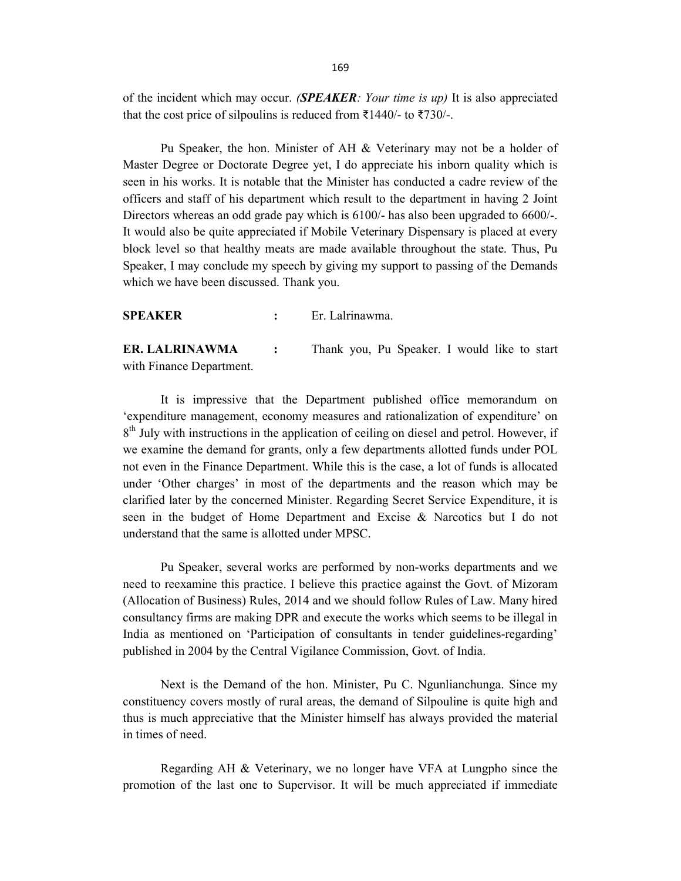of the incident which may occur. *(**SPEAKER**: Your time is up)* It is also appreciated that the cost price of silpoulins is reduced from ₹1440/- to ₹730/-.

Pu Speaker, the hon. Minister of AH & Veterinary may not be a holder of Master Degree or Doctorate Degree yet, I do appreciate his inborn quality which is seen in his works. It is notable that the Minister has conducted a cadre review of the officers and staff of his department which result to the department in having 2 Joint Directors whereas an odd grade pay which is 6100/- has also been upgraded to 6600/-. It would also be quite appreciated if Mobile Veterinary Dispensary is placed at every block level so that healthy meats are made available throughout the state. Thus, Pu Speaker, I may conclude my speech by giving my support to passing of the Demands which we have been discussed. Thank you.

**SPEAKER** : Er. Lalrinawma.

**ER. LALRINAWMA** : Thank you, Pu Speaker. I would like to start with Finance Department.

It is impressive that the Department published office memorandum on 'expenditure management, economy measures and rationalization of expenditure' on 8th July with instructions in the application of ceiling on diesel and petrol. However, if we examine the demand for grants, only a few departments allotted funds under POL not even in the Finance Department. While this is the case, a lot of funds is allocated under 'Other charges' in most of the departments and the reason which may be clarified later by the concerned Minister. Regarding Secret Service Expenditure, it is seen in the budget of Home Department and Excise & Narcotics but I do not understand that the same is allotted under MPSC.

Pu Speaker, several works are performed by non-works departments and we need to reexamine this practice. I believe this practice against the Govt. of Mizoram (Allocation of Business) Rules, 2014 and we should follow Rules of Law. Many hired consultancy firms are making DPR and execute the works which seems to be illegal in India as mentioned on 'Participation of consultants in tender guidelines-regarding' published in 2004 by the Central Vigilance Commission, Govt. of India.

Next is the Demand of the hon. Minister, Pu C. Ngunlianchunga. Since my constituency covers mostly of rural areas, the demand of Silpouline is quite high and thus is much appreciative that the Minister himself has always provided the material in times of need.

Regarding AH & Veterinary, we no longer have VFA at Lungpho since the promotion of the last one to Supervisor. It will be much appreciated if immediate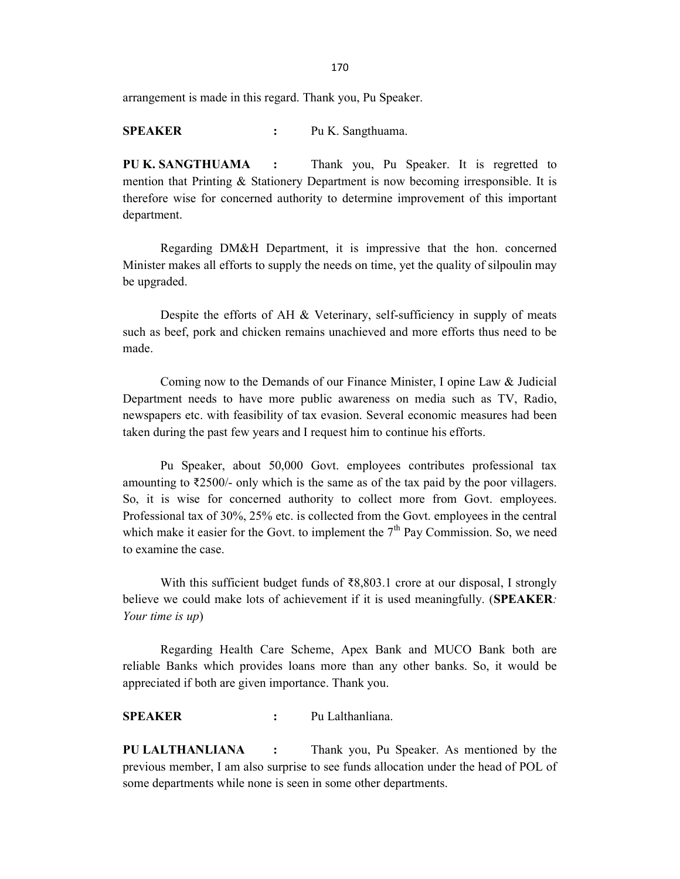arrangement is made in this regard. Thank you, Pu Speaker.

**SPEAKER** : Pu K. Sangthuama.

**PU K. SANGTHUAMA** : Thank you, Pu Speaker. It is regretted to mention that Printing & Stationery Department is now becoming irresponsible. It is therefore wise for concerned authority to determine improvement of this important department.

Regarding DM&H Department, it is impressive that the hon. concerned Minister makes all efforts to supply the needs on time, yet the quality of silpoulin may be upgraded.

Despite the efforts of AH & Veterinary, self-sufficiency in supply of meats such as beef, pork and chicken remains unachieved and more efforts thus need to be made.

Coming now to the Demands of our Finance Minister, I opine Law & Judicial Department needs to have more public awareness on media such as TV, Radio, newspapers etc. with feasibility of tax evasion. Several economic measures had been taken during the past few years and I request him to continue his efforts.

Pu Speaker, about 50,000 Govt. employees contributes professional tax amounting to ₹2500/- only which is the same as of the tax paid by the poor villagers. So, it is wise for concerned authority to collect more from Govt. employees. Professional tax of 30%, 25% etc. is collected from the Govt. employees in the central which make it easier for the Govt. to implement the 7th Pay Commission. So, we need to examine the case.

With this sufficient budget funds of ₹8,803.1 crore at our disposal, I strongly believe we could make lots of achievement if it is used meaningfully. (**SPEAKER***: Your time is up*)

Regarding Health Care Scheme, Apex Bank and MUCO Bank both are reliable Banks which provides loans more than any other banks. So, it would be appreciated if both are given importance. Thank you.

**SPEAKER** : Pu Lalthanliana.

**PU LALTHANLIANA** : Thank you, Pu Speaker. As mentioned by the previous member, I am also surprise to see funds allocation under the head of POL of some departments while none is seen in some other departments.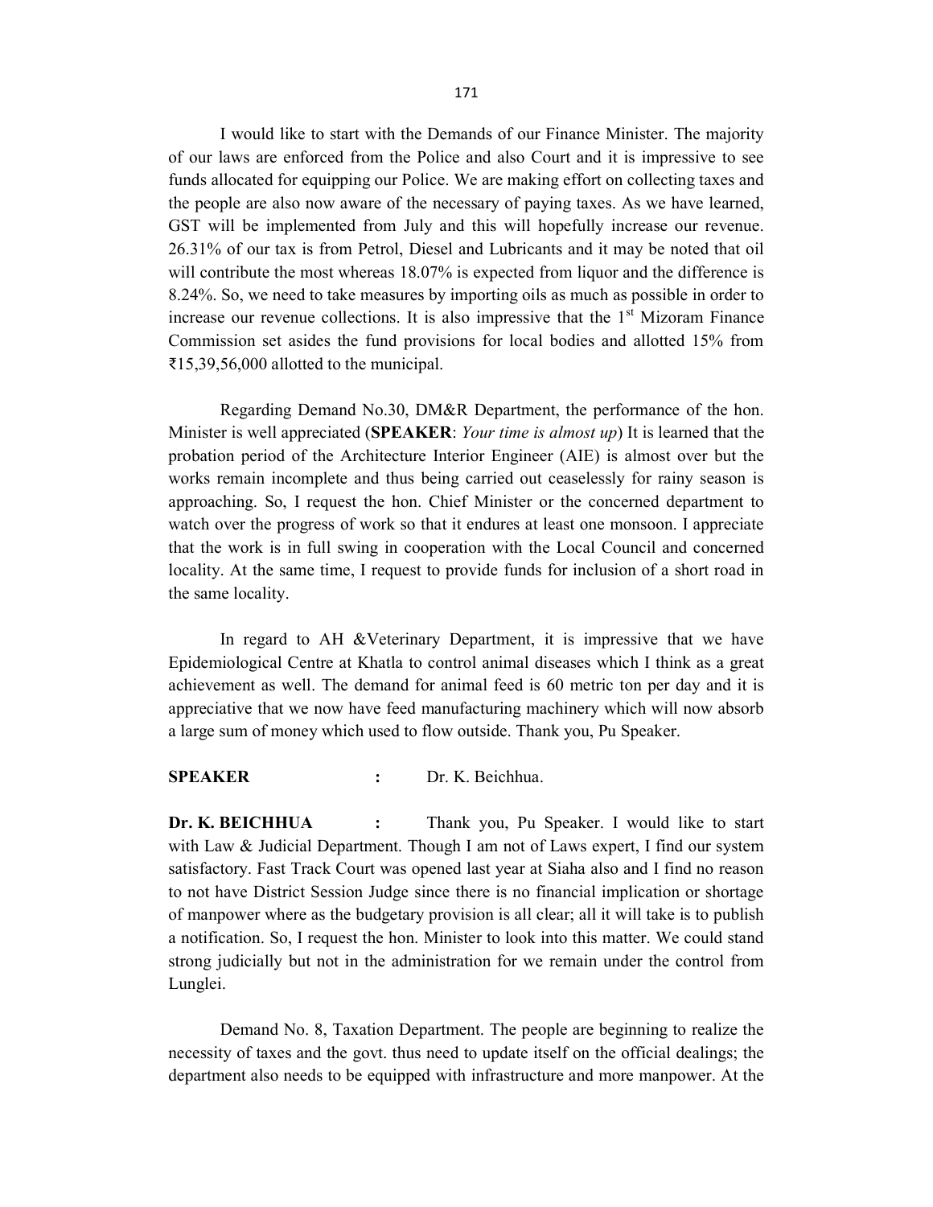I would like to start with the Demands of our Finance Minister. The majority of our laws are enforced from the Police and also Court and it is impressive to see funds allocated for equipping our Police. We are making effort on collecting taxes and the people are also now aware of the necessary of paying taxes. As we have learned, GST will be implemented from July and this will hopefully increase our revenue. 26.31% of our tax is from Petrol, Diesel and Lubricants and it may be noted that oil will contribute the most whereas 18.07% is expected from liquor and the difference is 8.24%. So, we need to take measures by importing oils as much as possible in order to increase our revenue collections. It is also impressive that the 1st Mizoram Finance Commission set asides the fund provisions for local bodies and allotted 15% from ₹15,39,56,000 allotted to the municipal.

Regarding Demand No.30, DM&R Department, the performance of the hon. Minister is well appreciated (**SPEAKER**: *Your time is almost up*) It is learned that the probation period of the Architecture Interior Engineer (AIE) is almost over but the works remain incomplete and thus being carried out ceaselessly for rainy season is approaching. So, I request the hon. Chief Minister or the concerned department to watch over the progress of work so that it endures at least one monsoon. I appreciate that the work is in full swing in cooperation with the Local Council and concerned locality. At the same time, I request to provide funds for inclusion of a short road in the same locality.

In regard to AH &Veterinary Department, it is impressive that we have Epidemiological Centre at Khatla to control animal diseases which I think as a great achievement as well. The demand for animal feed is 60 metric ton per day and it is appreciative that we now have feed manufacturing machinery which will now absorb a large sum of money which used to flow outside. Thank you, Pu Speaker.

**SPEAKER** : Dr. K. Beichhua.

**Dr. K. BEICHHUA** : Thank you, Pu Speaker. I would like to start with Law & Judicial Department. Though I am not of Laws expert, I find our system satisfactory. Fast Track Court was opened last year at Siaha also and I find no reason to not have District Session Judge since there is no financial implication or shortage of manpower where as the budgetary provision is all clear; all it will take is to publish a notification. So, I request the hon. Minister to look into this matter. We could stand strong judicially but not in the administration for we remain under the control from Lunglei.

Demand No. 8, Taxation Department. The people are beginning to realize the necessity of taxes and the govt. thus need to update itself on the official dealings; the department also needs to be equipped with infrastructure and more manpower. At the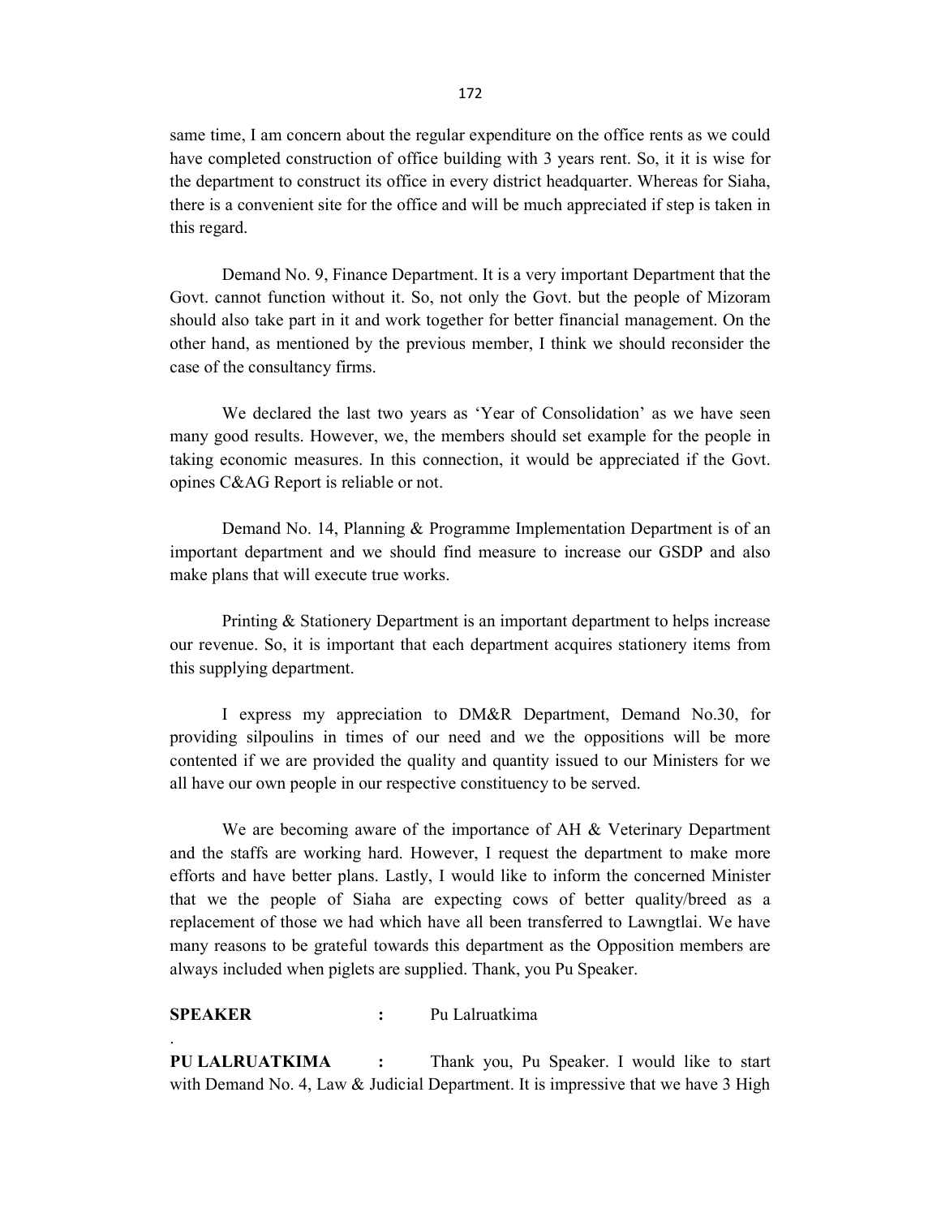same time, I am concern about the regular expenditure on the office rents as we could have completed construction of office building with 3 years rent. So, it it is wise for the department to construct its office in every district headquarter. Whereas for Siaha, there is a convenient site for the office and will be much appreciated if step is taken in this regard.

Demand No. 9, Finance Department. It is a very important Department that the Govt. cannot function without it. So, not only the Govt. but the people of Mizoram should also take part in it and work together for better financial management. On the other hand, as mentioned by the previous member, I think we should reconsider the case of the consultancy firms.

We declared the last two years as 'Year of Consolidation' as we have seen many good results. However, we, the members should set example for the people in taking economic measures. In this connection, it would be appreciated if the Govt. opines C&AG Report is reliable or not.

Demand No. 14, Planning & Programme Implementation Department is of an important department and we should find measure to increase our GSDP and also make plans that will execute true works.

Printing & Stationery Department is an important department to helps increase our revenue. So, it is important that each department acquires stationery items from this supplying department.

I express my appreciation to DM&R Department, Demand No.30, for providing silpoulins in times of our need and we the oppositions will be more contented if we are provided the quality and quantity issued to our Ministers for we all have our own people in our respective constituency to be served.

We are becoming aware of the importance of AH & Veterinary Department and the staffs are working hard. However, I request the department to make more efforts and have better plans. Lastly, I would like to inform the concerned Minister that we the people of Siaha are expecting cows of better quality/breed as a replacement of those we had which have all been transferred to Lawngtlai. We have many reasons to be grateful towards this department as the Opposition members are always included when piglets are supplied. Thank, you Pu Speaker.

**SPEAKER** : Pu Lalruatkima

.

**PU LALRUATKIMA** : Thank you, Pu Speaker. I would like to start with Demand No. 4, Law & Judicial Department. It is impressive that we have 3 High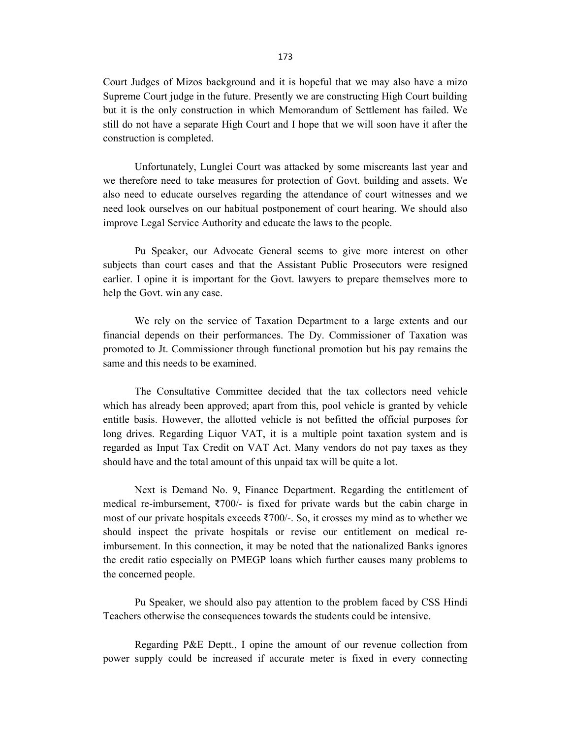Court Judges of Mizos background and it is hopeful that we may also have a mizo Supreme Court judge in the future. Presently we are constructing High Court building but it is the only construction in which Memorandum of Settlement has failed. We still do not have a separate High Court and I hope that we will soon have it after the construction is completed.

Unfortunately, Lunglei Court was attacked by some miscreants last year and we therefore need to take measures for protection of Govt. building and assets. We also need to educate ourselves regarding the attendance of court witnesses and we need look ourselves on our habitual postponement of court hearing. We should also improve Legal Service Authority and educate the laws to the people.

Pu Speaker, our Advocate General seems to give more interest on other subjects than court cases and that the Assistant Public Prosecutors were resigned earlier. I opine it is important for the Govt. lawyers to prepare themselves more to help the Govt. win any case.

We rely on the service of Taxation Department to a large extents and our financial depends on their performances. The Dy. Commissioner of Taxation was promoted to Jt. Commissioner through functional promotion but his pay remains the same and this needs to be examined.

The Consultative Committee decided that the tax collectors need vehicle which has already been approved; apart from this, pool vehicle is granted by vehicle entitle basis. However, the allotted vehicle is not befitted the official purposes for long drives. Regarding Liquor VAT, it is a multiple point taxation system and is regarded as Input Tax Credit on VAT Act. Many vendors do not pay taxes as they should have and the total amount of this unpaid tax will be quite a lot.

Next is Demand No. 9, Finance Department. Regarding the entitlement of medical re-imbursement, ₹700/- is fixed for private wards but the cabin charge in most of our private hospitals exceeds ₹700/-. So, it crosses my mind as to whether we should inspect the private hospitals or revise our entitlement on medical re-imbursement. In this connection, it may be noted that the nationalized Banks ignores the credit ratio especially on PMEGP loans which further causes many problems to the concerned people.

Pu Speaker, we should also pay attention to the problem faced by CSS Hindi Teachers otherwise the consequences towards the students could be intensive.

Regarding P&E Deptt., I opine the amount of our revenue collection from power supply could be increased if accurate meter is fixed in every connecting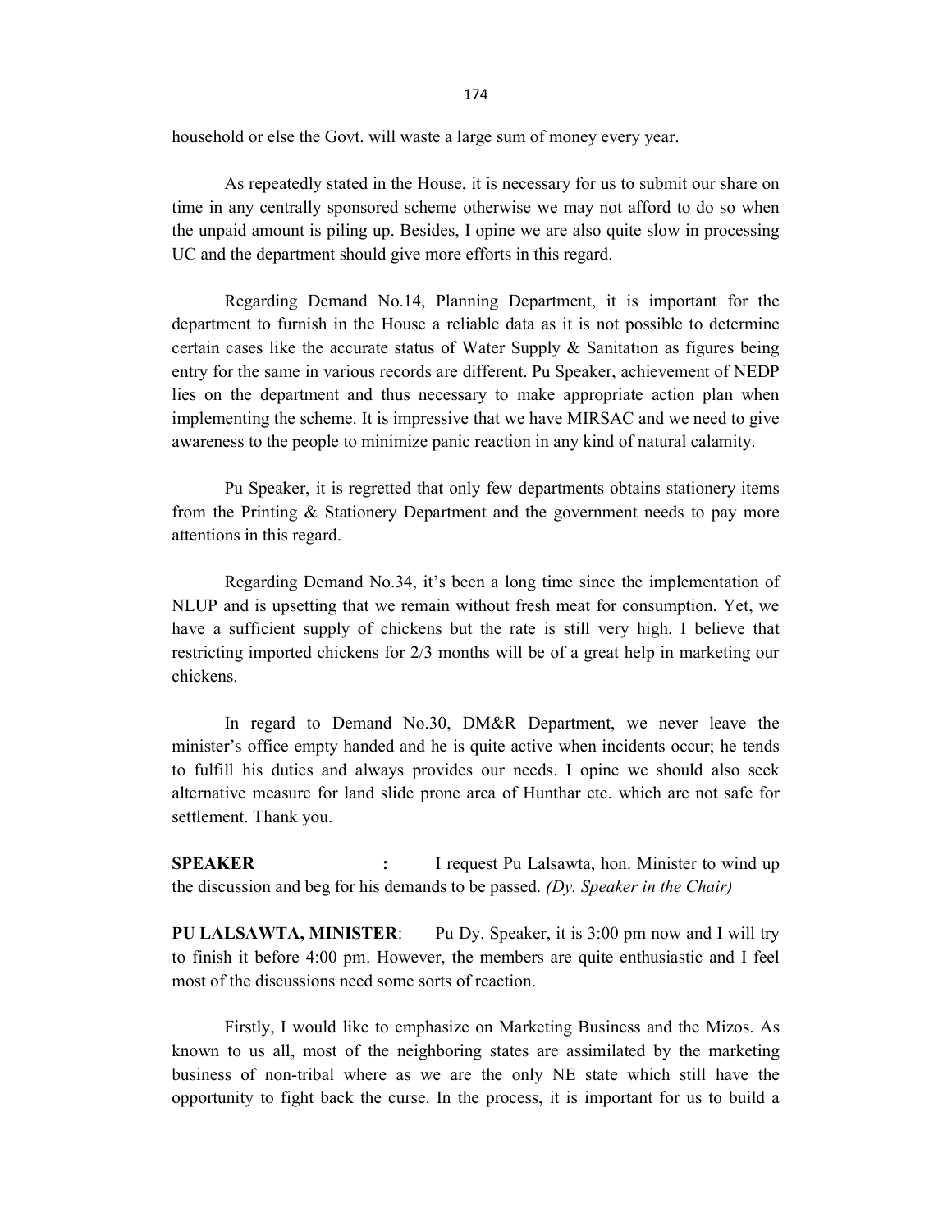household or else the Govt. will waste a large sum of money every year.

As repeatedly stated in the House, it is necessary for us to submit our share on time in any centrally sponsored scheme otherwise we may not afford to do so when the unpaid amount is piling up. Besides, I opine we are also quite slow in processing UC and the department should give more efforts in this regard.

Regarding Demand No.14, Planning Department, it is important for the department to furnish in the House a reliable data as it is not possible to determine certain cases like the accurate status of Water Supply & Sanitation as figures being entry for the same in various records are different. Pu Speaker, achievement of NEDP lies on the department and thus necessary to make appropriate action plan when implementing the scheme. It is impressive that we have MIRSAC and we need to give awareness to the people to minimize panic reaction in any kind of natural calamity.

Pu Speaker, it is regretted that only few departments obtains stationery items from the Printing & Stationery Department and the government needs to pay more attentions in this regard.

Regarding Demand No.34, it's been a long time since the implementation of NLUP and is upsetting that we remain without fresh meat for consumption. Yet, we have a sufficient supply of chickens but the rate is still very high. I believe that restricting imported chickens for 2/3 months will be of a great help in marketing our chickens.

In regard to Demand No.30, DM&R Department, we never leave the minister's office empty handed and he is quite active when incidents occur; he tends to fulfill his duties and always provides our needs. I opine we should also seek alternative measure for land slide prone area of Hunthar etc. which are not safe for settlement. Thank you.

**SPEAKER** : I request Pu Lalsawta, hon. Minister to wind up the discussion and beg for his demands to be passed. *(Dy. Speaker in the Chair)*

**PU LALSAWTA, MINISTER**: Pu Dy. Speaker, it is 3:00 pm now and I will try to finish it before 4:00 pm. However, the members are quite enthusiastic and I feel most of the discussions need some sorts of reaction.

Firstly, I would like to emphasize on Marketing Business and the Mizos. As known to us all, most of the neighboring states are assimilated by the marketing business of non-tribal where as we are the only NE state which still have the opportunity to fight back the curse. In the process, it is important for us to build a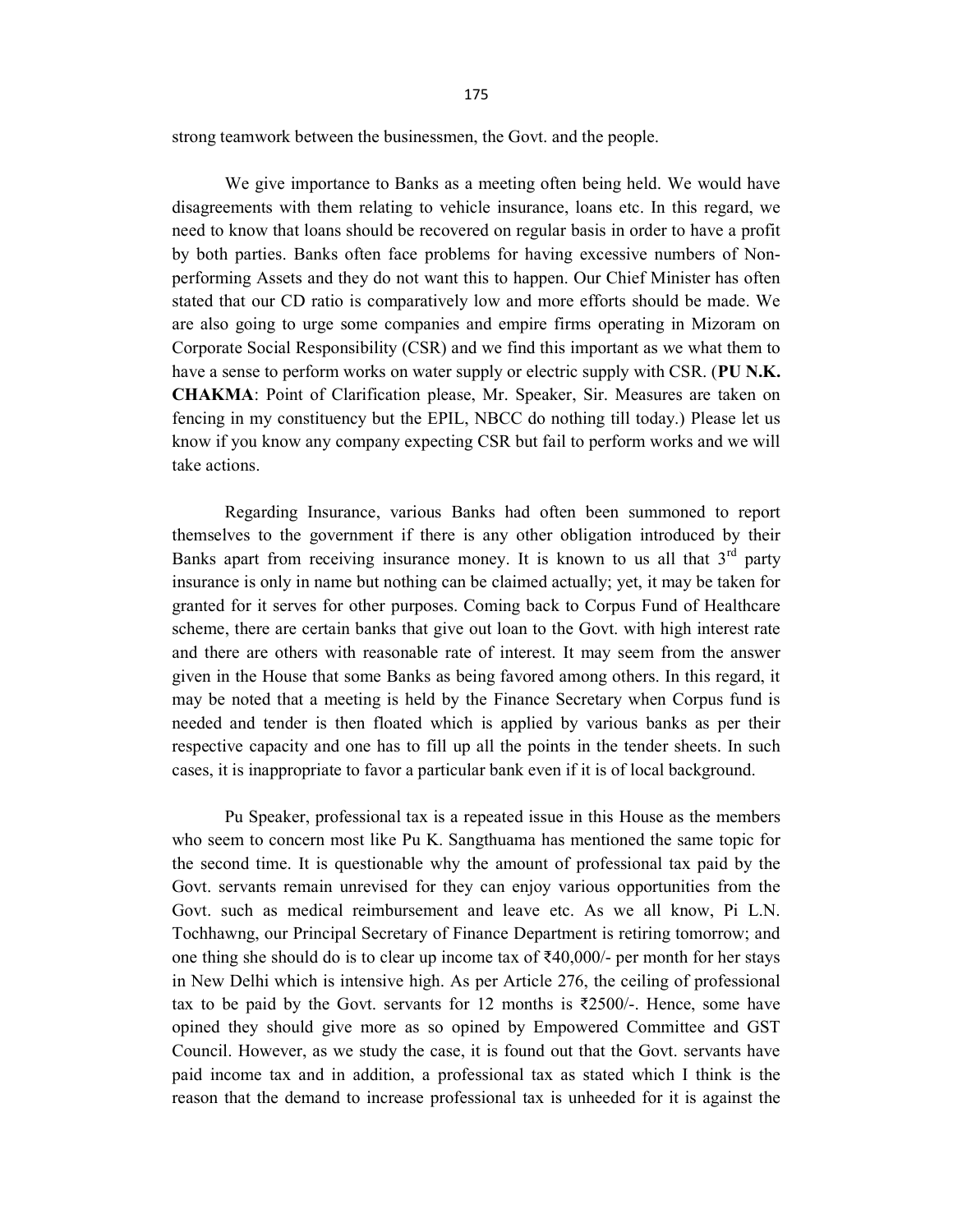strong teamwork between the businessmen, the Govt. and the people.

We give importance to Banks as a meeting often being held. We would have disagreements with them relating to vehicle insurance, loans etc. In this regard, we need to know that loans should be recovered on regular basis in order to have a profit by both parties. Banks often face problems for having excessive numbers of Non-performing Assets and they do not want this to happen. Our Chief Minister has often stated that our CD ratio is comparatively low and more efforts should be made. We are also going to urge some companies and empire firms operating in Mizoram on Corporate Social Responsibility (CSR) and we find this important as we what them to have a sense to perform works on water supply or electric supply with CSR. (**PU N.K. CHAKMA**: Point of Clarification please, Mr. Speaker, Sir. Measures are taken on fencing in my constituency but the EPIL, NBCC do nothing till today.) Please let us know if you know any company expecting CSR but fail to perform works and we will take actions.

Regarding Insurance, various Banks had often been summoned to report themselves to the government if there is any other obligation introduced by their Banks apart from receiving insurance money. It is known to us all that 3rd party insurance is only in name but nothing can be claimed actually; yet, it may be taken for granted for it serves for other purposes. Coming back to Corpus Fund of Healthcare scheme, there are certain banks that give out loan to the Govt. with high interest rate and there are others with reasonable rate of interest. It may seem from the answer given in the House that some Banks as being favored among others. In this regard, it may be noted that a meeting is held by the Finance Secretary when Corpus fund is needed and tender is then floated which is applied by various banks as per their respective capacity and one has to fill up all the points in the tender sheets. In such cases, it is inappropriate to favor a particular bank even if it is of local background.

Pu Speaker, professional tax is a repeated issue in this House as the members who seem to concern most like Pu K. Sangthuama has mentioned the same topic for the second time. It is questionable why the amount of professional tax paid by the Govt. servants remain unrevised for they can enjoy various opportunities from the Govt. such as medical reimbursement and leave etc. As we all know, Pi L.N. Tochhawng, our Principal Secretary of Finance Department is retiring tomorrow; and one thing she should do is to clear up income tax of ₹40,000/- per month for her stays in New Delhi which is intensive high. As per Article 276, the ceiling of professional tax to be paid by the Govt. servants for 12 months is ₹2500/-. Hence, some have opined they should give more as so opined by Empowered Committee and GST Council. However, as we study the case, it is found out that the Govt. servants have paid income tax and in addition, a professional tax as stated which I think is the reason that the demand to increase professional tax is unheeded for it is against the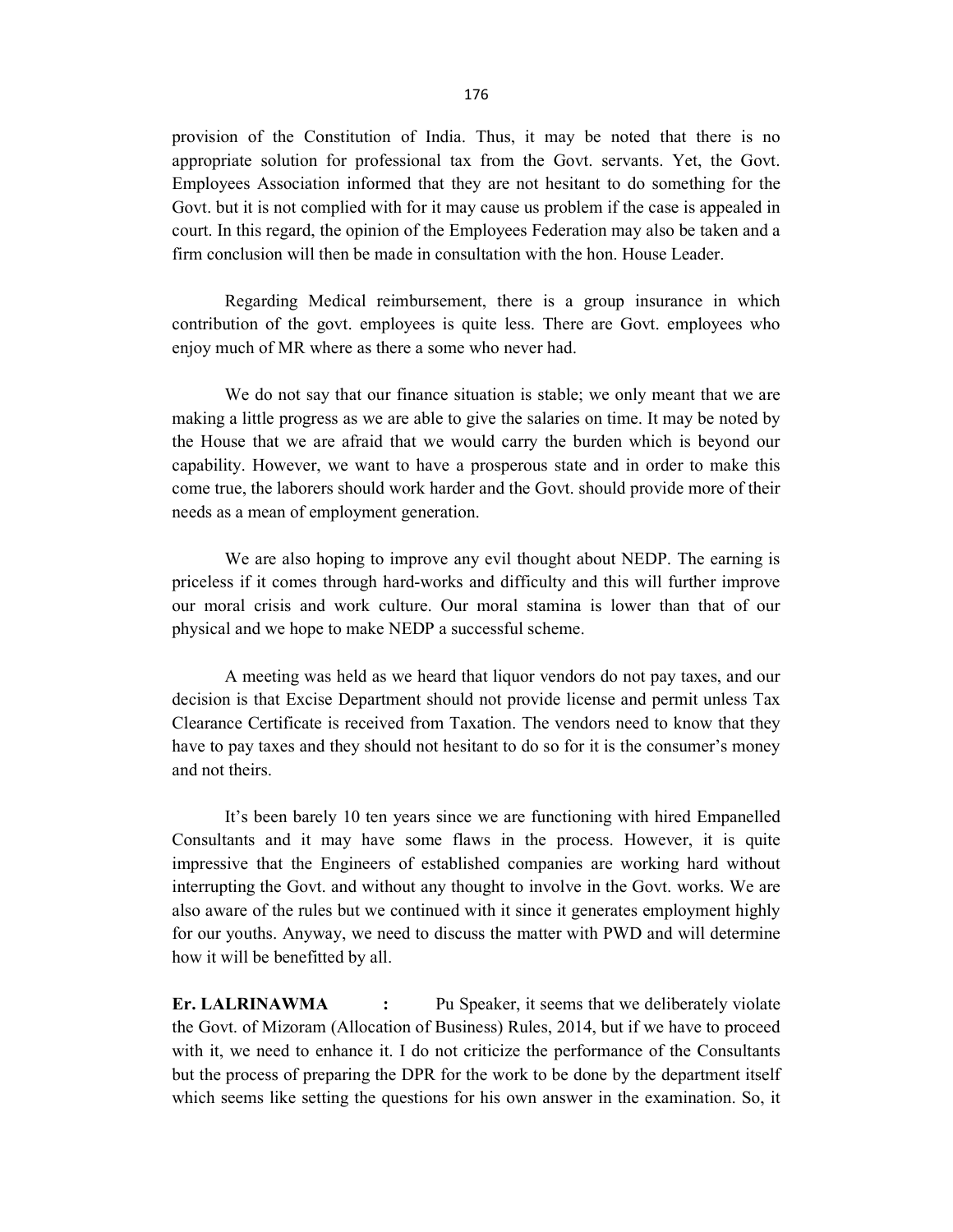provision of the Constitution of India. Thus, it may be noted that there is no appropriate solution for professional tax from the Govt. servants. Yet, the Govt. Employees Association informed that they are not hesitant to do something for the Govt. but it is not complied with for it may cause us problem if the case is appealed in court. In this regard, the opinion of the Employees Federation may also be taken and a firm conclusion will then be made in consultation with the hon. House Leader.

Regarding Medical reimbursement, there is a group insurance in which contribution of the govt. employees is quite less. There are Govt. employees who enjoy much of MR where as there a some who never had.

We do not say that our finance situation is stable; we only meant that we are making a little progress as we are able to give the salaries on time. It may be noted by the House that we are afraid that we would carry the burden which is beyond our capability. However, we want to have a prosperous state and in order to make this come true, the laborers should work harder and the Govt. should provide more of their needs as a mean of employment generation.

We are also hoping to improve any evil thought about NEDP. The earning is priceless if it comes through hard-works and difficulty and this will further improve our moral crisis and work culture. Our moral stamina is lower than that of our physical and we hope to make NEDP a successful scheme.

A meeting was held as we heard that liquor vendors do not pay taxes, and our decision is that Excise Department should not provide license and permit unless Tax Clearance Certificate is received from Taxation. The vendors need to know that they have to pay taxes and they should not hesitant to do so for it is the consumer's money and not theirs.

It's been barely 10 ten years since we are functioning with hired Empanelled Consultants and it may have some flaws in the process. However, it is quite impressive that the Engineers of established companies are working hard without interrupting the Govt. and without any thought to involve in the Govt. works. We are also aware of the rules but we continued with it since it generates employment highly for our youths. Anyway, we need to discuss the matter with PWD and will determine how it will be benefitted by all.

**Er. LALRINAWMA :** Pu Speaker, it seems that we deliberately violate the Govt. of Mizoram (Allocation of Business) Rules, 2014, but if we have to proceed with it, we need to enhance it. I do not criticize the performance of the Consultants but the process of preparing the DPR for the work to be done by the department itself which seems like setting the questions for his own answer in the examination. So, it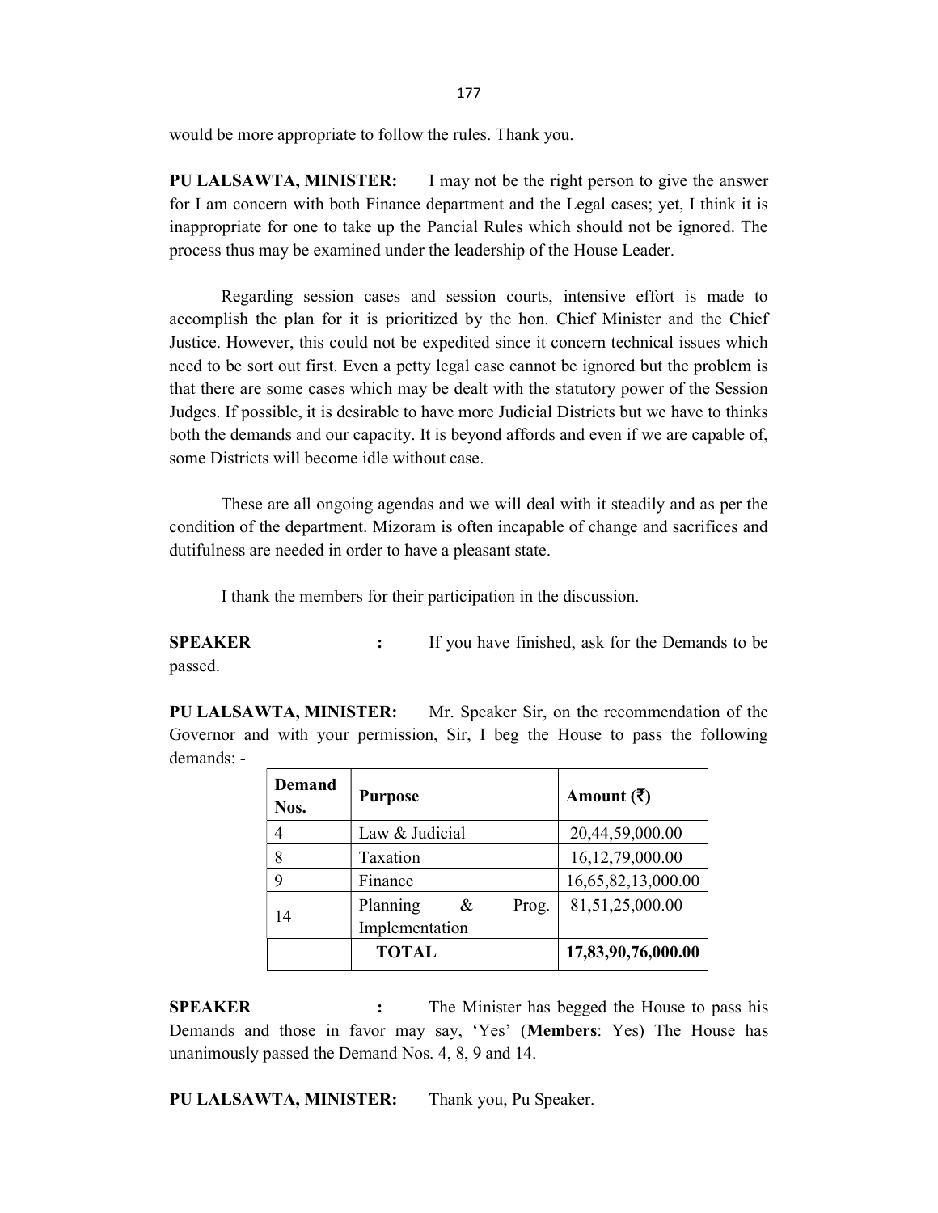would be more appropriate to follow the rules. Thank you.

**PU LALSAWTA, MINISTER:** I may not be the right person to give the answer for I am concern with both Finance department and the Legal cases; yet, I think it is inappropriate for one to take up the Pancial Rules which should not be ignored. The process thus may be examined under the leadership of the House Leader.

Regarding session cases and session courts, intensive effort is made to accomplish the plan for it is prioritized by the hon. Chief Minister and the Chief Justice. However, this could not be expedited since it concern technical issues which need to be sort out first. Even a petty legal case cannot be ignored but the problem is that there are some cases which may be dealt with the statutory power of the Session Judges. If possible, it is desirable to have more Judicial Districts but we have to thinks both the demands and our capacity. It is beyond affords and even if we are capable of, some Districts will become idle without case.

These are all ongoing agendas and we will deal with it steadily and as per the condition of the department. Mizoram is often incapable of change and sacrifices and dutifulness are needed in order to have a pleasant state.

I thank the members for their participation in the discussion.

**SPEAKER :** If you have finished, ask for the Demands to be passed.

**PU LALSAWTA, MINISTER:** Mr. Speaker Sir, on the recommendation of the Governor and with your permission, Sir, I beg the House to pass the following demands: -

| Demand Nos. | Purpose | Amount (₹) |
|---|---|---|
| 4 | Law & Judicial | 20,44,59,000.00 |
| 8 | Taxation | 16,12,79,000.00 |
| 9 | Finance | 16,65,82,13,000.00 |
| 14 | Planning & Prog. Implementation | 81,51,25,000.00 |
| | **TOTAL** | **17,83,90,76,000.00** |

**SPEAKER :** The Minister has begged the House to pass his Demands and those in favor may say, 'Yes' (**Members**: Yes) The House has unanimously passed the Demand Nos. 4, 8, 9 and 14.

**PU LALSAWTA, MINISTER:** Thank you, Pu Speaker.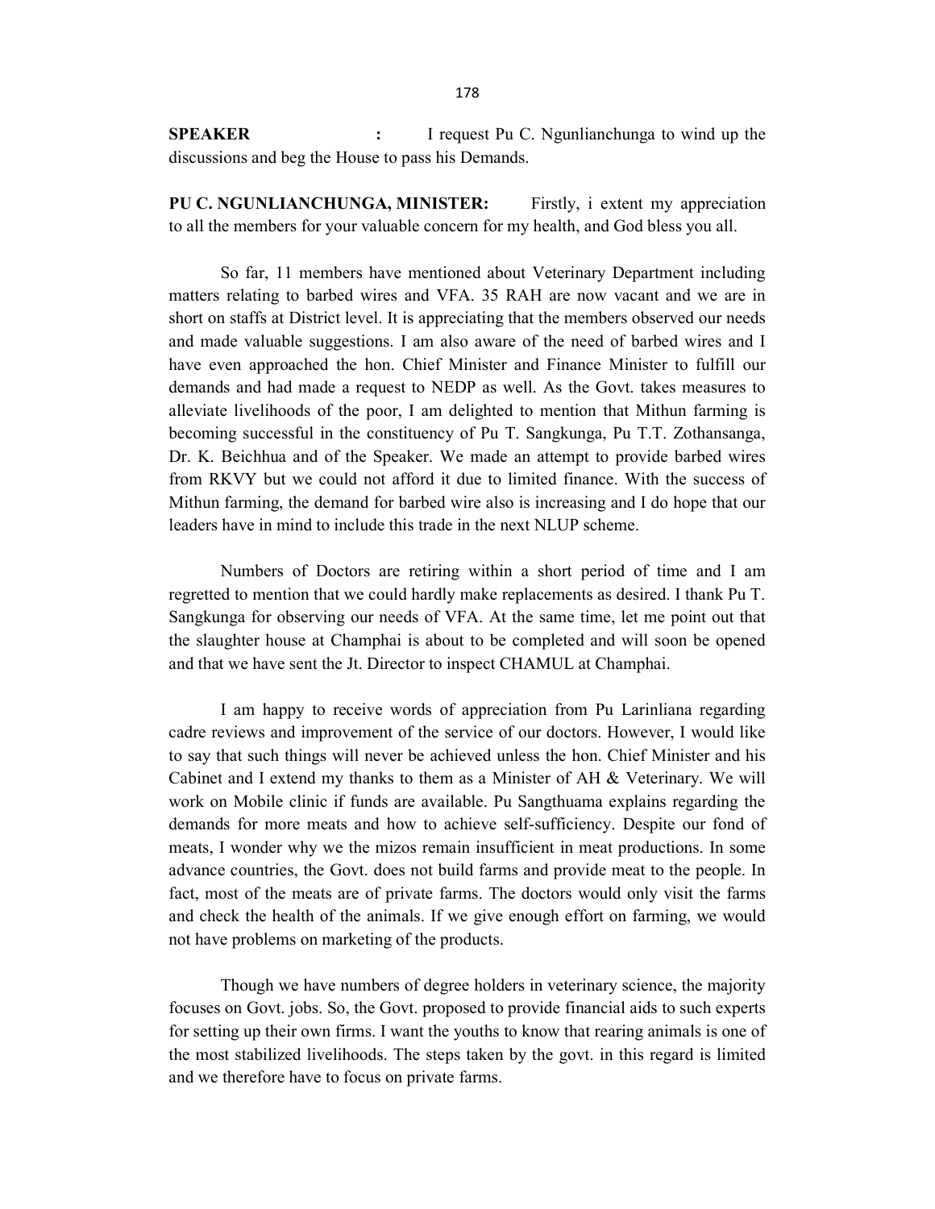**SPEAKER :** I request Pu C. Ngunlianchunga to wind up the discussions and beg the House to pass his Demands.

**PU C. NGUNLIANCHUNGA, MINISTER:** Firstly, i extent my appreciation to all the members for your valuable concern for my health, and God bless you all.

So far, 11 members have mentioned about Veterinary Department including matters relating to barbed wires and VFA. 35 RAH are now vacant and we are in short on staffs at District level. It is appreciating that the members observed our needs and made valuable suggestions. I am also aware of the need of barbed wires and I have even approached the hon. Chief Minister and Finance Minister to fulfill our demands and had made a request to NEDP as well. As the Govt. takes measures to alleviate livelihoods of the poor, I am delighted to mention that Mithun farming is becoming successful in the constituency of Pu T. Sangkunga, Pu T.T. Zothansanga, Dr. K. Beichhua and of the Speaker. We made an attempt to provide barbed wires from RKVY but we could not afford it due to limited finance. With the success of Mithun farming, the demand for barbed wire also is increasing and I do hope that our leaders have in mind to include this trade in the next NLUP scheme.

Numbers of Doctors are retiring within a short period of time and I am regretted to mention that we could hardly make replacements as desired. I thank Pu T. Sangkunga for observing our needs of VFA. At the same time, let me point out that the slaughter house at Champhai is about to be completed and will soon be opened and that we have sent the Jt. Director to inspect CHAMUL at Champhai.

I am happy to receive words of appreciation from Pu Larinliana regarding cadre reviews and improvement of the service of our doctors. However, I would like to say that such things will never be achieved unless the hon. Chief Minister and his Cabinet and I extend my thanks to them as a Minister of AH & Veterinary. We will work on Mobile clinic if funds are available. Pu Sangthuama explains regarding the demands for more meats and how to achieve self-sufficiency. Despite our fond of meats, I wonder why we the mizos remain insufficient in meat productions. In some advance countries, the Govt. does not build farms and provide meat to the people. In fact, most of the meats are of private farms. The doctors would only visit the farms and check the health of the animals. If we give enough effort on farming, we would not have problems on marketing of the products.

Though we have numbers of degree holders in veterinary science, the majority focuses on Govt. jobs. So, the Govt. proposed to provide financial aids to such experts for setting up their own firms. I want the youths to know that rearing animals is one of the most stabilized livelihoods. The steps taken by the govt. in this regard is limited and we therefore have to focus on private farms.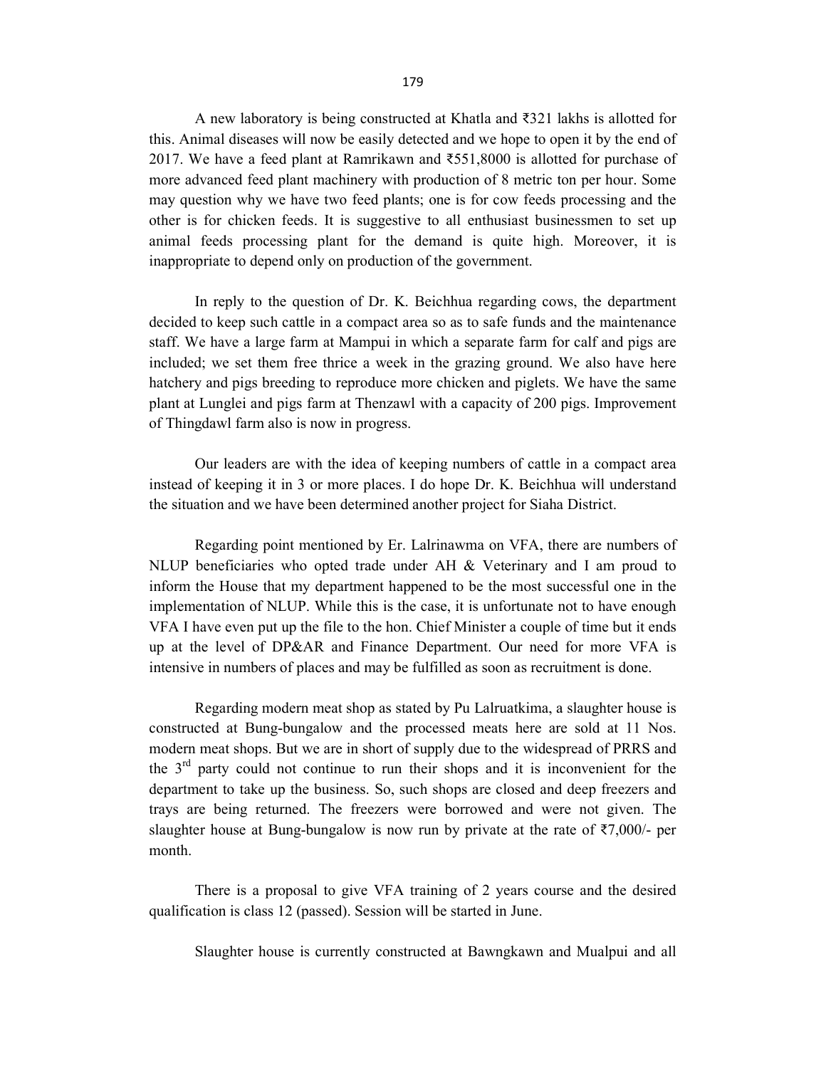A new laboratory is being constructed at Khatla and ₹321 lakhs is allotted for this. Animal diseases will now be easily detected and we hope to open it by the end of 2017. We have a feed plant at Ramrikawn and ₹551,8000 is allotted for purchase of more advanced feed plant machinery with production of 8 metric ton per hour. Some may question why we have two feed plants; one is for cow feeds processing and the other is for chicken feeds. It is suggestive to all enthusiast businessmen to set up animal feeds processing plant for the demand is quite high. Moreover, it is inappropriate to depend only on production of the government.

In reply to the question of Dr. K. Beichhua regarding cows, the department decided to keep such cattle in a compact area so as to safe funds and the maintenance staff. We have a large farm at Mampui in which a separate farm for calf and pigs are included; we set them free thrice a week in the grazing ground. We also have here hatchery and pigs breeding to reproduce more chicken and piglets. We have the same plant at Lunglei and pigs farm at Thenzawl with a capacity of 200 pigs. Improvement of Thingdawl farm also is now in progress.

Our leaders are with the idea of keeping numbers of cattle in a compact area instead of keeping it in 3 or more places. I do hope Dr. K. Beichhua will understand the situation and we have been determined another project for Siaha District.

Regarding point mentioned by Er. Lalrinawma on VFA, there are numbers of NLUP beneficiaries who opted trade under AH & Veterinary and I am proud to inform the House that my department happened to be the most successful one in the implementation of NLUP. While this is the case, it is unfortunate not to have enough VFA I have even put up the file to the hon. Chief Minister a couple of time but it ends up at the level of DP&AR and Finance Department. Our need for more VFA is intensive in numbers of places and may be fulfilled as soon as recruitment is done.

Regarding modern meat shop as stated by Pu Lalruatkima, a slaughter house is constructed at Bung-bungalow and the processed meats here are sold at 11 Nos. modern meat shops. But we are in short of supply due to the widespread of PRRS and the 3rd party could not continue to run their shops and it is inconvenient for the department to take up the business. So, such shops are closed and deep freezers and trays are being returned. The freezers were borrowed and were not given. The slaughter house at Bung-bungalow is now run by private at the rate of ₹7,000/- per month.

There is a proposal to give VFA training of 2 years course and the desired qualification is class 12 (passed). Session will be started in June.

Slaughter house is currently constructed at Bawngkawn and Mualpui and all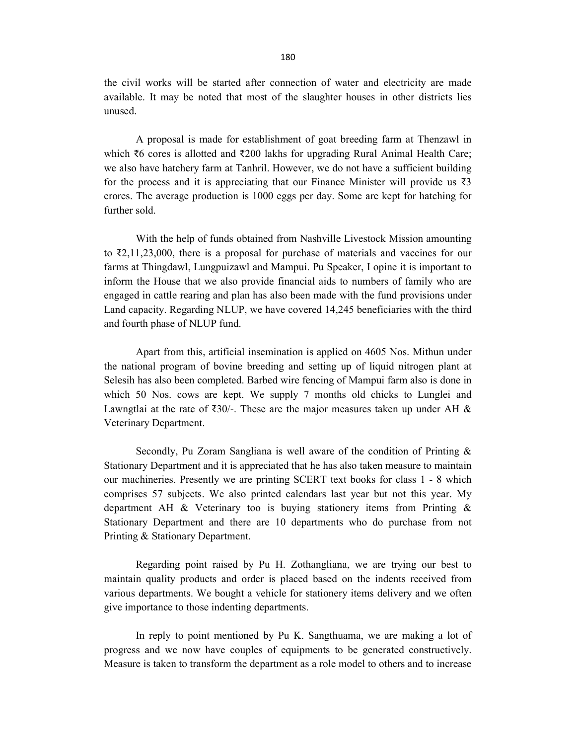the civil works will be started after connection of water and electricity are made available. It may be noted that most of the slaughter houses in other districts lies unused.

A proposal is made for establishment of goat breeding farm at Thenzawl in which ₹6 cores is allotted and ₹200 lakhs for upgrading Rural Animal Health Care; we also have hatchery farm at Tanhril. However, we do not have a sufficient building for the process and it is appreciating that our Finance Minister will provide us ₹3 crores. The average production is 1000 eggs per day. Some are kept for hatching for further sold.

With the help of funds obtained from Nashville Livestock Mission amounting to ₹2,11,23,000, there is a proposal for purchase of materials and vaccines for our farms at Thingdawl, Lungpuizawl and Mampui. Pu Speaker, I opine it is important to inform the House that we also provide financial aids to numbers of family who are engaged in cattle rearing and plan has also been made with the fund provisions under Land capacity. Regarding NLUP, we have covered 14,245 beneficiaries with the third and fourth phase of NLUP fund.

Apart from this, artificial insemination is applied on 4605 Nos. Mithun under the national program of bovine breeding and setting up of liquid nitrogen plant at Selesih has also been completed. Barbed wire fencing of Mampui farm also is done in which 50 Nos. cows are kept. We supply 7 months old chicks to Lunglei and Lawngtlai at the rate of ₹30/-. These are the major measures taken up under AH & Veterinary Department.

Secondly, Pu Zoram Sangliana is well aware of the condition of Printing & Stationary Department and it is appreciated that he has also taken measure to maintain our machineries. Presently we are printing SCERT text books for class 1 - 8 which comprises 57 subjects. We also printed calendars last year but not this year. My department AH & Veterinary too is buying stationery items from Printing & Stationary Department and there are 10 departments who do purchase from not Printing & Stationary Department.

Regarding point raised by Pu H. Zothangliana, we are trying our best to maintain quality products and order is placed based on the indents received from various departments. We bought a vehicle for stationery items delivery and we often give importance to those indenting departments.

In reply to point mentioned by Pu K. Sangthuama, we are making a lot of progress and we now have couples of equipments to be generated constructively. Measure is taken to transform the department as a role model to others and to increase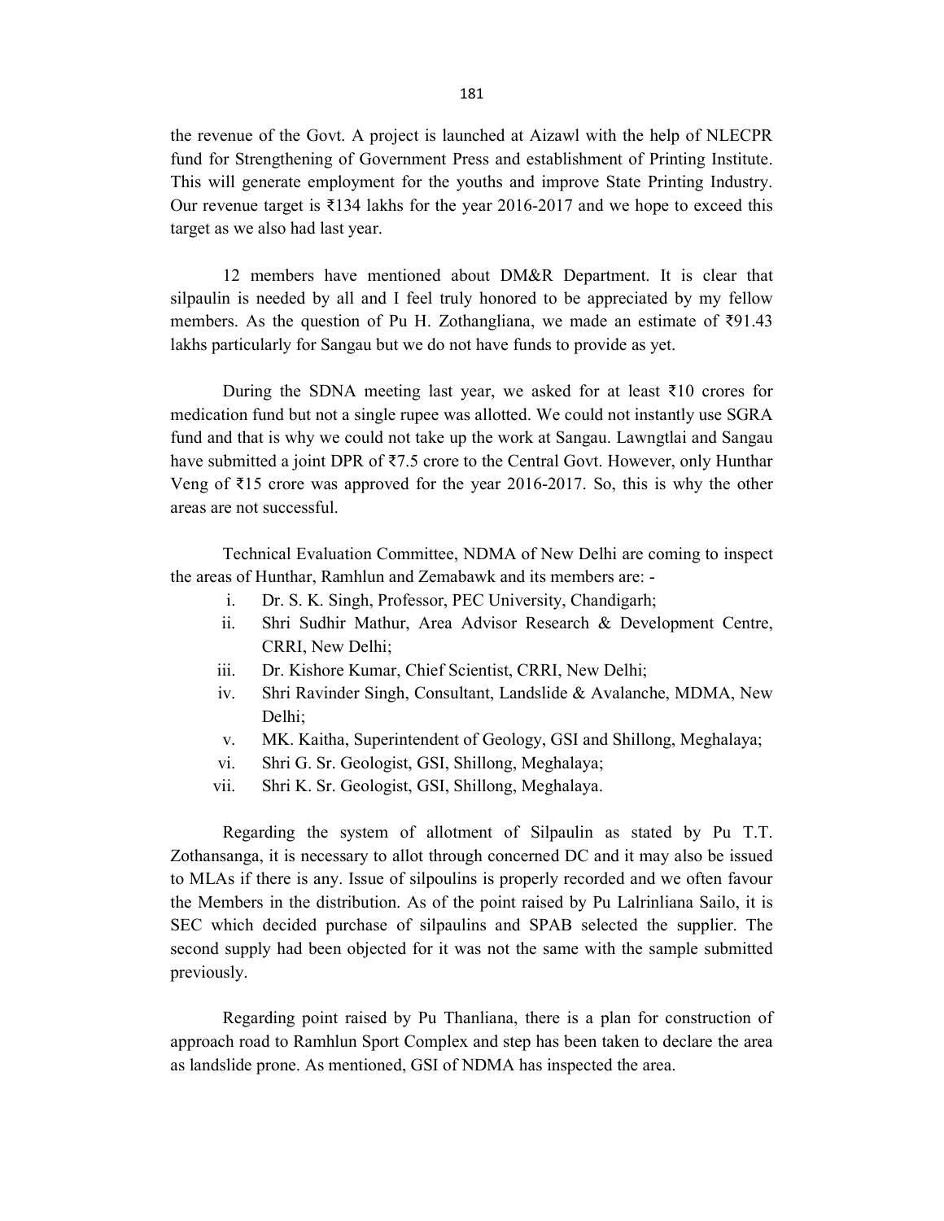the revenue of the Govt. A project is launched at Aizawl with the help of NLECPR fund for Strengthening of Government Press and establishment of Printing Institute. This will generate employment for the youths and improve State Printing Industry. Our revenue target is ₹134 lakhs for the year 2016-2017 and we hope to exceed this target as we also had last year.

12 members have mentioned about DM&R Department. It is clear that silpaulin is needed by all and I feel truly honored to be appreciated by my fellow members. As the question of Pu H. Zothangliana, we made an estimate of ₹91.43 lakhs particularly for Sangau but we do not have funds to provide as yet.

During the SDNA meeting last year, we asked for at least ₹10 crores for medication fund but not a single rupee was allotted. We could not instantly use SGRA fund and that is why we could not take up the work at Sangau. Lawngtlai and Sangau have submitted a joint DPR of ₹7.5 crore to the Central Govt. However, only Hunthar Veng of ₹15 crore was approved for the year 2016-2017. So, this is why the other areas are not successful.

Technical Evaluation Committee, NDMA of New Delhi are coming to inspect the areas of Hunthar, Ramhlun and Zemabawk and its members are: -

i. Dr. S. K. Singh, Professor, PEC University, Chandigarh;
ii. Shri Sudhir Mathur, Area Advisor Research & Development Centre, CRRI, New Delhi;
iii. Dr. Kishore Kumar, Chief Scientist, CRRI, New Delhi;
iv. Shri Ravinder Singh, Consultant, Landslide & Avalanche, MDMA, New Delhi;
v. MK. Kaitha, Superintendent of Geology, GSI and Shillong, Meghalaya;
vi. Shri G. Sr. Geologist, GSI, Shillong, Meghalaya;
vii. Shri K. Sr. Geologist, GSI, Shillong, Meghalaya.

Regarding the system of allotment of Silpaulin as stated by Pu T.T. Zothansanga, it is necessary to allot through concerned DC and it may also be issued to MLAs if there is any. Issue of silpoulins is properly recorded and we often favour the Members in the distribution. As of the point raised by Pu Lalrinliana Sailo, it is SEC which decided purchase of silpaulins and SPAB selected the supplier. The second supply had been objected for it was not the same with the sample submitted previously.

Regarding point raised by Pu Thanliana, there is a plan for construction of approach road to Ramhlun Sport Complex and step has been taken to declare the area as landslide prone. As mentioned, GSI of NDMA has inspected the area.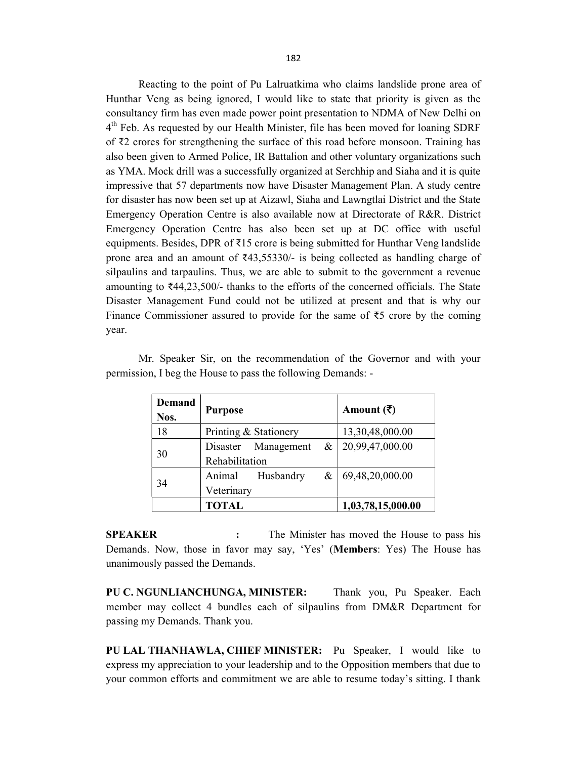Reacting to the point of Pu Lalruatkima who claims landslide prone area of Hunthar Veng as being ignored, I would like to state that priority is given as the consultancy firm has even made power point presentation to NDMA of New Delhi on 4th Feb. As requested by our Health Minister, file has been moved for loaning SDRF of ₹2 crores for strengthening the surface of this road before monsoon. Training has also been given to Armed Police, IR Battalion and other voluntary organizations such as YMA. Mock drill was a successfully organized at Serchhip and Siaha and it is quite impressive that 57 departments now have Disaster Management Plan. A study centre for disaster has now been set up at Aizawl, Siaha and Lawngtlai District and the State Emergency Operation Centre is also available now at Directorate of R&R. District Emergency Operation Centre has also been set up at DC office with useful equipments. Besides, DPR of ₹15 crore is being submitted for Hunthar Veng landslide prone area and an amount of ₹43,55330/- is being collected as handling charge of silpaulins and tarpaulins. Thus, we are able to submit to the government a revenue amounting to ₹44,23,500/- thanks to the efforts of the concerned officials. The State Disaster Management Fund could not be utilized at present and that is why our Finance Commissioner assured to provide for the same of ₹5 crore by the coming year.

Mr. Speaker Sir, on the recommendation of the Governor and with your permission, I beg the House to pass the following Demands: -

| Demand Nos. | Purpose | Amount (₹) |
|---|---|---|
| 18 | Printing & Stationery | 13,30,48,000.00 |
| 30 | Disaster Management & Rehabilitation | 20,99,47,000.00 |
| 34 | Animal Husbandry & Veterinary | 69,48,20,000.00 |
| | **TOTAL** | **1,03,78,15,000.00** |

**SPEAKER :** The Minister has moved the House to pass his Demands. Now, those in favor may say, 'Yes' (**Members**: Yes) The House has unanimously passed the Demands.

**PU C. NGUNLIANCHUNGA, MINISTER:** Thank you, Pu Speaker. Each member may collect 4 bundles each of silpaulins from DM&R Department for passing my Demands. Thank you.

**PU LAL THANHAWLA, CHIEF MINISTER:** Pu Speaker, I would like to express my appreciation to your leadership and to the Opposition members that due to your common efforts and commitment we are able to resume today's sitting. I thank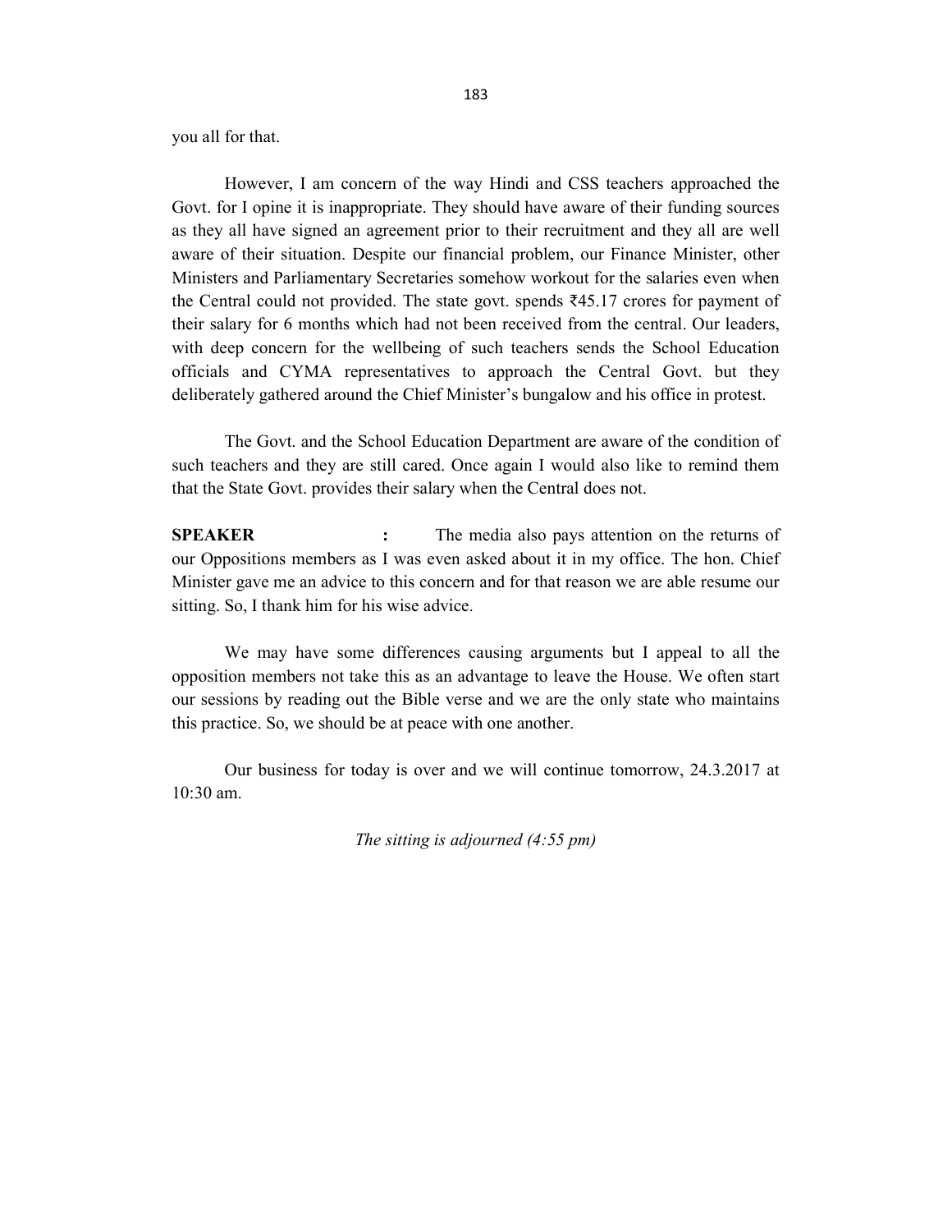you all for that.

However, I am concern of the way Hindi and CSS teachers approached the Govt. for I opine it is inappropriate. They should have aware of their funding sources as they all have signed an agreement prior to their recruitment and they all are well aware of their situation. Despite our financial problem, our Finance Minister, other Ministers and Parliamentary Secretaries somehow workout for the salaries even when the Central could not provided. The state govt. spends ₹45.17 crores for payment of their salary for 6 months which had not been received from the central. Our leaders, with deep concern for the wellbeing of such teachers sends the School Education officials and CYMA representatives to approach the Central Govt. but they deliberately gathered around the Chief Minister's bungalow and his office in protest.

The Govt. and the School Education Department are aware of the condition of such teachers and they are still cared. Once again I would also like to remind them that the State Govt. provides their salary when the Central does not.

**SPEAKER** : The media also pays attention on the returns of our Oppositions members as I was even asked about it in my office. The hon. Chief Minister gave me an advice to this concern and for that reason we are able resume our sitting. So, I thank him for his wise advice.

We may have some differences causing arguments but I appeal to all the opposition members not take this as an advantage to leave the House. We often start our sessions by reading out the Bible verse and we are the only state who maintains this practice. So, we should be at peace with one another.

Our business for today is over and we will continue tomorrow, 24.3.2017 at 10:30 am.

*The sitting is adjourned (4:55 pm)*